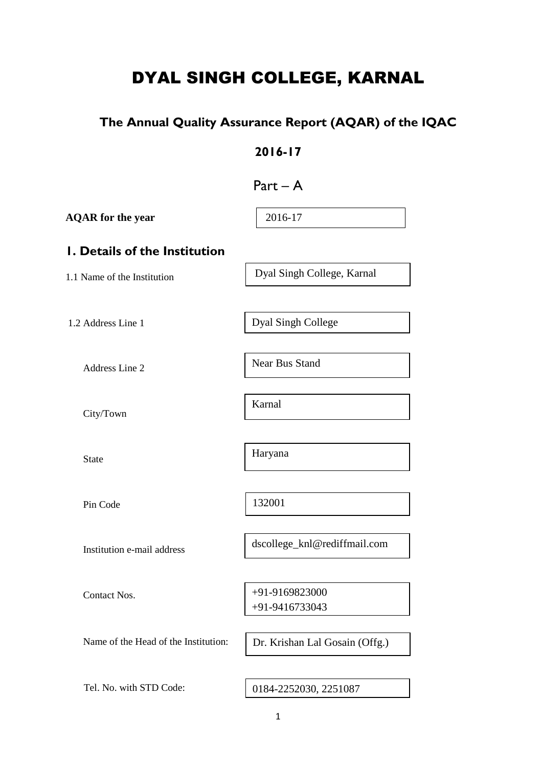# DYAL SINGH COLLEGE, KARNAL

## The Annual Quality Assurance Report (AQAR) of the IQAC

**2016-17**

Part – A

| **AQAR for the year** | 2016-17 |
|---|---|

## 1. Details of the Institution

| | |
|---|---|
| 1.1 Name of the Institution | Dyal Singh College, Karnal |
| 1.2 Address Line 1 | Dyal Singh College |
| Address Line 2 | Near Bus Stand |
| City/Town | Karnal |
| State | Haryana |
| Pin Code | 132001 |
| Institution e-mail address | dscollege_knl@rediffmail.com |
| Contact Nos. | +91-9169823000<br>+91-9416733043 |
| Name of the Head of the Institution: | Dr. Krishan Lal Gosain (Offg.) |
| Tel. No. with STD Code: | 0184-2252030, 2251087 |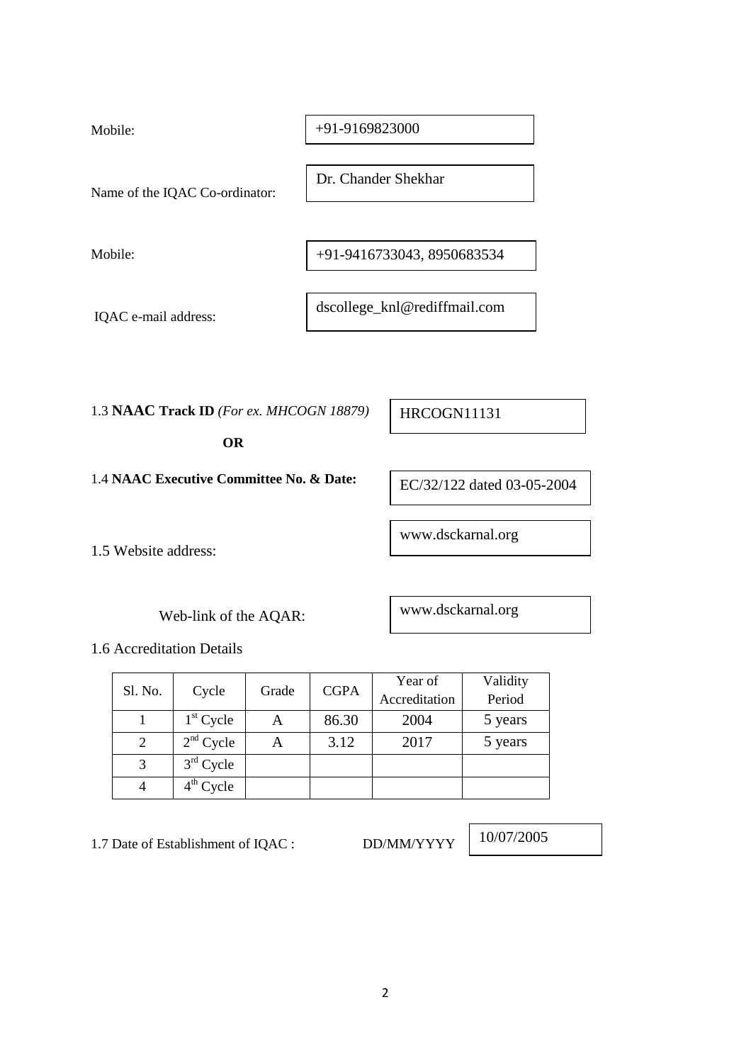Mobile: +91-9169823000

Name of the IQAC Co-ordinator: Dr. Chander Shekhar

Mobile: +91-9416733043, 8950683534

IQAC e-mail address: dscollege_knl@rediffmail.com

1.3 **NAAC Track ID** *(For ex. MHCOGN 18879)* HRCOGN11131

**OR**

1.4 **NAAC Executive Committee No. & Date:** EC/32/122 dated 03-05-2004

1.5 Website address: www.dsckarnal.org

Web-link of the AQAR: www.dsckarnal.org

1.6 Accreditation Details

| Sl. No. | Cycle | Grade | CGPA | Year of Accreditation | Validity Period |
|---|---|---|---|---|---|
| 1 | 1st Cycle | A | 86.30 | 2004 | 5 years |
| 2 | 2nd Cycle | A | 3.12 | 2017 | 5 years |
| 3 | 3rd Cycle | | | | |
| 4 | 4th Cycle | | | | |

1.7 Date of Establishment of IQAC : DD/MM/YYYY 10/07/2005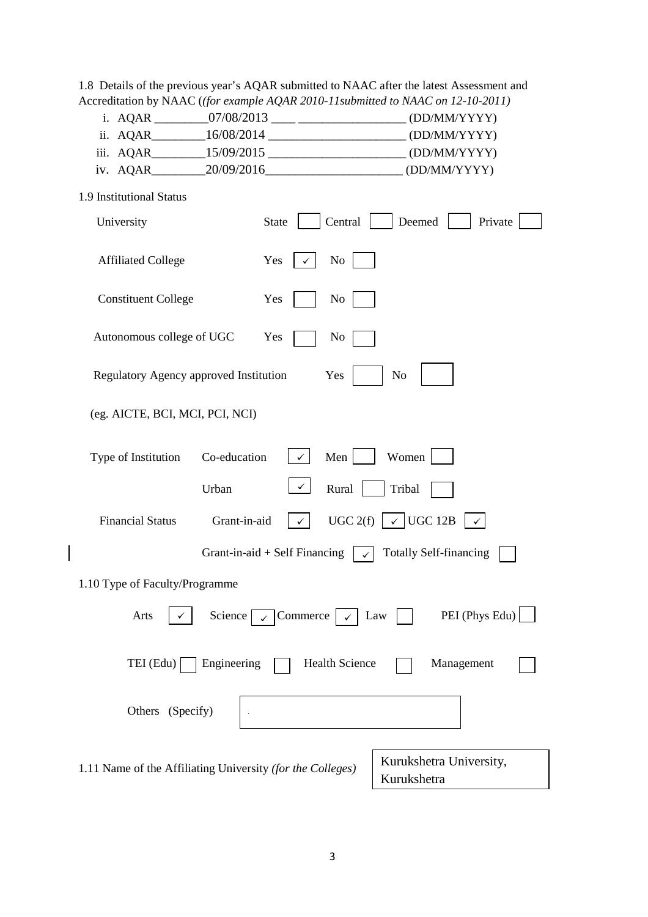1.8 Details of the previous year's AQAR submitted to NAAC after the latest Assessment and Accreditation by NAAC (*(for example AQAR 2010-11submitted to NAAC on 12-10-2011)*

i. AQAR _________07/08/2013 ____ _________________ (DD/MM/YYYY)

ii. AQAR_________16/08/2014 ______________________ (DD/MM/YYYY)

iii. AQAR_________15/09/2015 ______________________ (DD/MM/YYYY)

iv. AQAR_________20/09/2016______________________ (DD/MM/YYYY)

1.9 Institutional Status

University — State ☐ Central ☐ Deemed ☐ Private ☐

Affiliated College — Yes ☑ No ☐

Constituent College — Yes ☐ No ☐

Autonomous college of UGC — Yes ☐ No ☐

Regulatory Agency approved Institution — Yes ☐ No ☐

(eg. AICTE, BCI, MCI, PCI, NCI)

Type of Institution — Co-education ☑ Men ☐ Women ☐

Urban ☑ Rural ☐ Tribal ☐

Financial Status — Grant-in-aid ☑ UGC 2(f) ☑ UGC 12B ☑

Grant-in-aid + Self Financing ☑ Totally Self-financing ☐

1.10 Type of Faculty/Programme

Arts ☑ Science ☑ Commerce ☑ Law ☐ PEI (Phys Edu) ☐

TEI (Edu) ☐ Engineering ☐ Health Science ☐ Management ☐

Others (Specify) ☐

1.11 Name of the Affiliating University *(for the Colleges)* — Kurukshetra University, Kurukshetra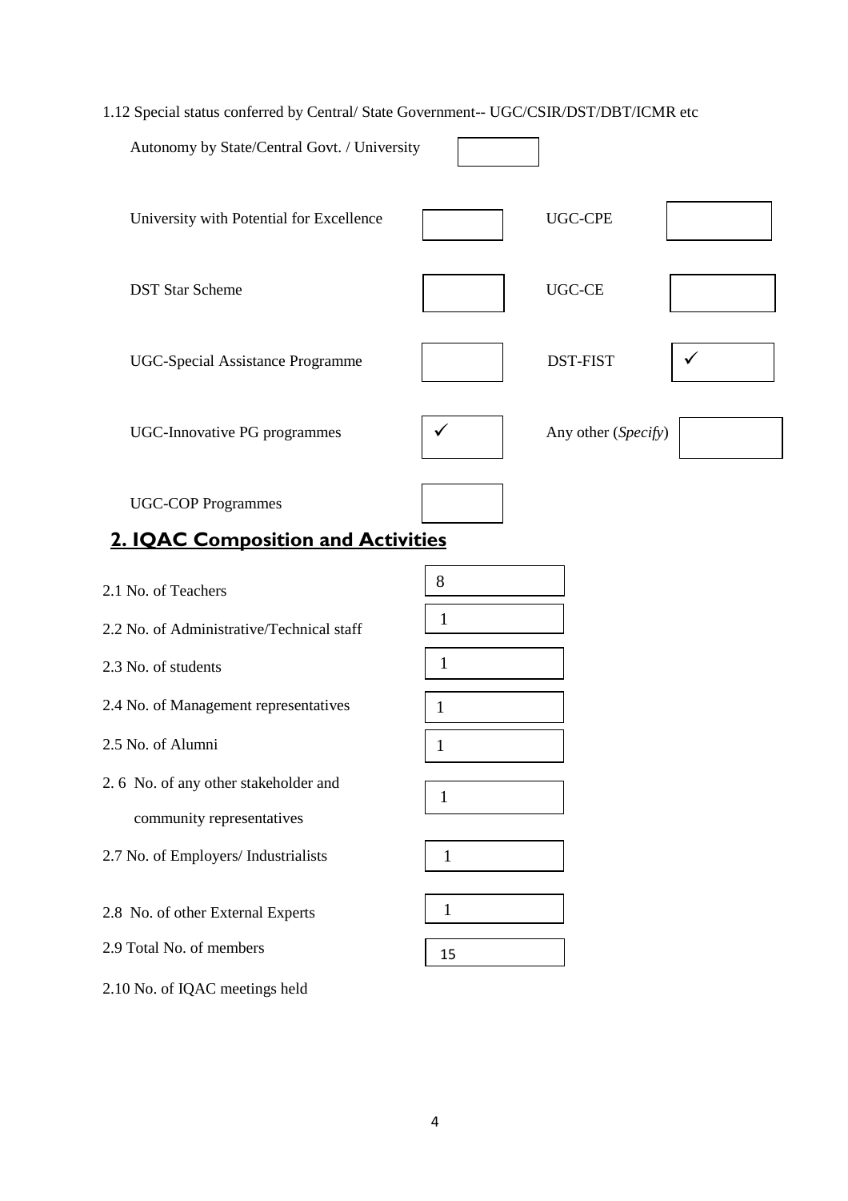1.12 Special status conferred by Central/ State Government-- UGC/CSIR/DST/DBT/ICMR etc

| | | | |
|---|---|---|---|
| Autonomy by State/Central Govt. / University | | | |
| University with Potential for Excellence | | UGC-CPE | |
| DST Star Scheme | | UGC-CE | |
| UGC-Special Assistance Programme | | DST-FIST | ✓ |
| UGC-Innovative PG programmes | ✓ | Any other (*Specify*) | |
| UGC-COP Programmes | | | |

## 2. IQAC Composition and Activities

| | |
|---|---|
| 2.1 No. of Teachers | 8 |
| 2.2 No. of Administrative/Technical staff | 1 |
| 2.3 No. of students | 1 |
| 2.4 No. of Management representatives | 1 |
| 2.5 No. of Alumni | 1 |
| 2.6 No. of any other stakeholder and community representatives | 1 |
| 2.7 No. of Employers/ Industrialists | 1 |
| 2.8 No. of other External Experts | 1 |
| 2.9 Total No. of members | 15 |

2.10 No. of IQAC meetings held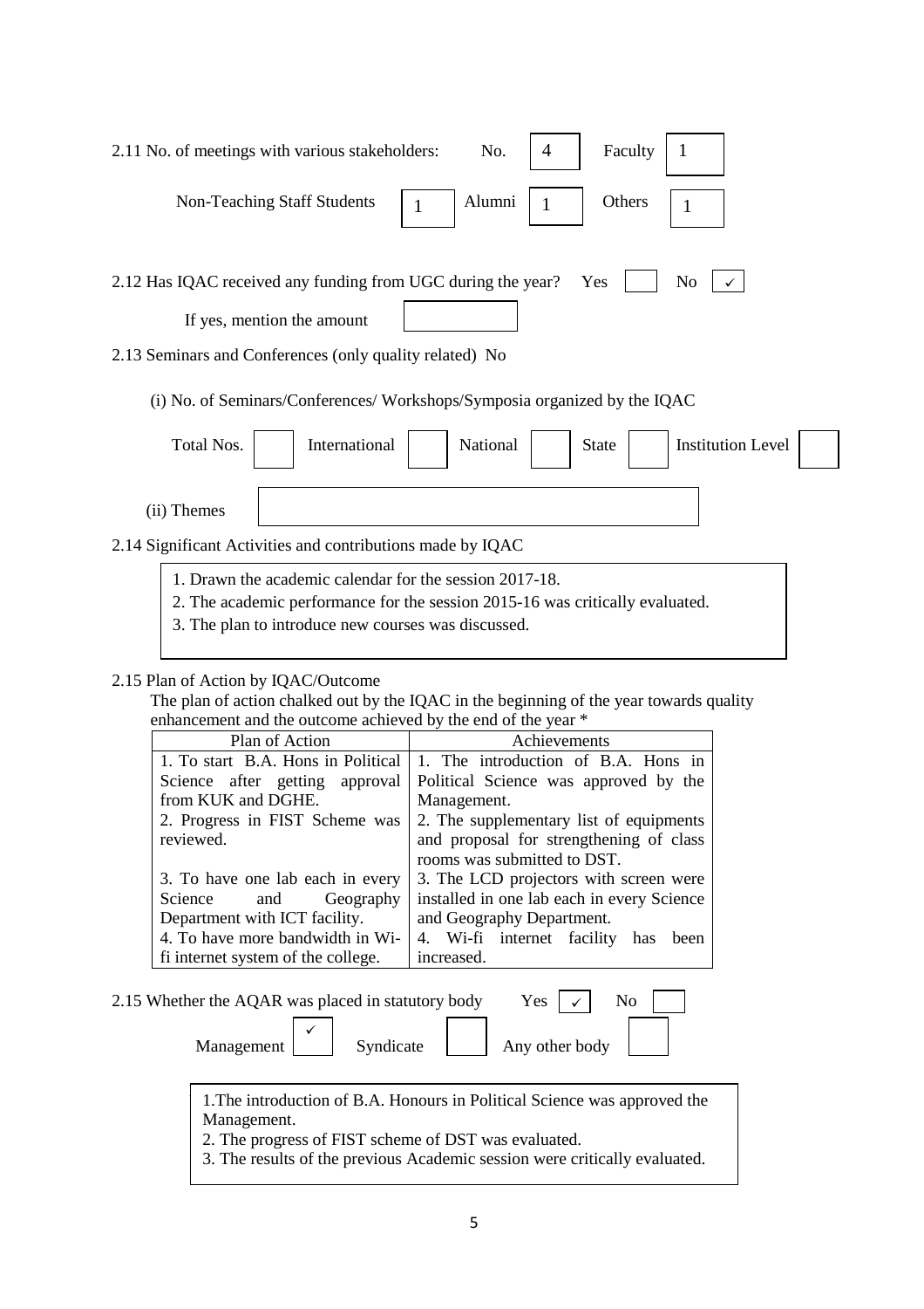2.11 No. of meetings with various stakeholders: No. 4 Faculty 1

Non-Teaching Staff Students 1 Alumni 1 Others 1

2.12 Has IQAC received any funding from UGC during the year? Yes No ✓

If yes, mention the amount

2.13 Seminars and Conferences (only quality related) No

(i) No. of Seminars/Conferences/ Workshops/Symposia organized by the IQAC

Total Nos. International National State Institution Level

(ii) Themes

2.14 Significant Activities and contributions made by IQAC

1. Drawn the academic calendar for the session 2017-18.
2. The academic performance for the session 2015-16 was critically evaluated.
3. The plan to introduce new courses was discussed.

2.15 Plan of Action by IQAC/Outcome

The plan of action chalked out by the IQAC in the beginning of the year towards quality enhancement and the outcome achieved by the end of the year *

| Plan of Action | Achievements |
|---|---|
| 1. To start B.A. Hons in Political Science after getting approval from KUK and DGHE. | 1. The introduction of B.A. Hons in Political Science was approved by the Management. |
| 2. Progress in FIST Scheme was reviewed. | 2. The supplementary list of equipments and proposal for strengthening of class rooms was submitted to DST. |
| 3. To have one lab each in every Science and Geography Department with ICT facility. | 3. The LCD projectors with screen were installed in one lab each in every Science and Geography Department. |
| 4. To have more bandwidth in Wi-fi internet system of the college. | 4. Wi-fi internet facility has been increased. |

2.15 Whether the AQAR was placed in statutory body Yes ✓ No

Management ✓ Syndicate Any other body

1.The introduction of B.A. Honours in Political Science was approved the Management.
2. The progress of FIST scheme of DST was evaluated.
3. The results of the previous Academic session were critically evaluated.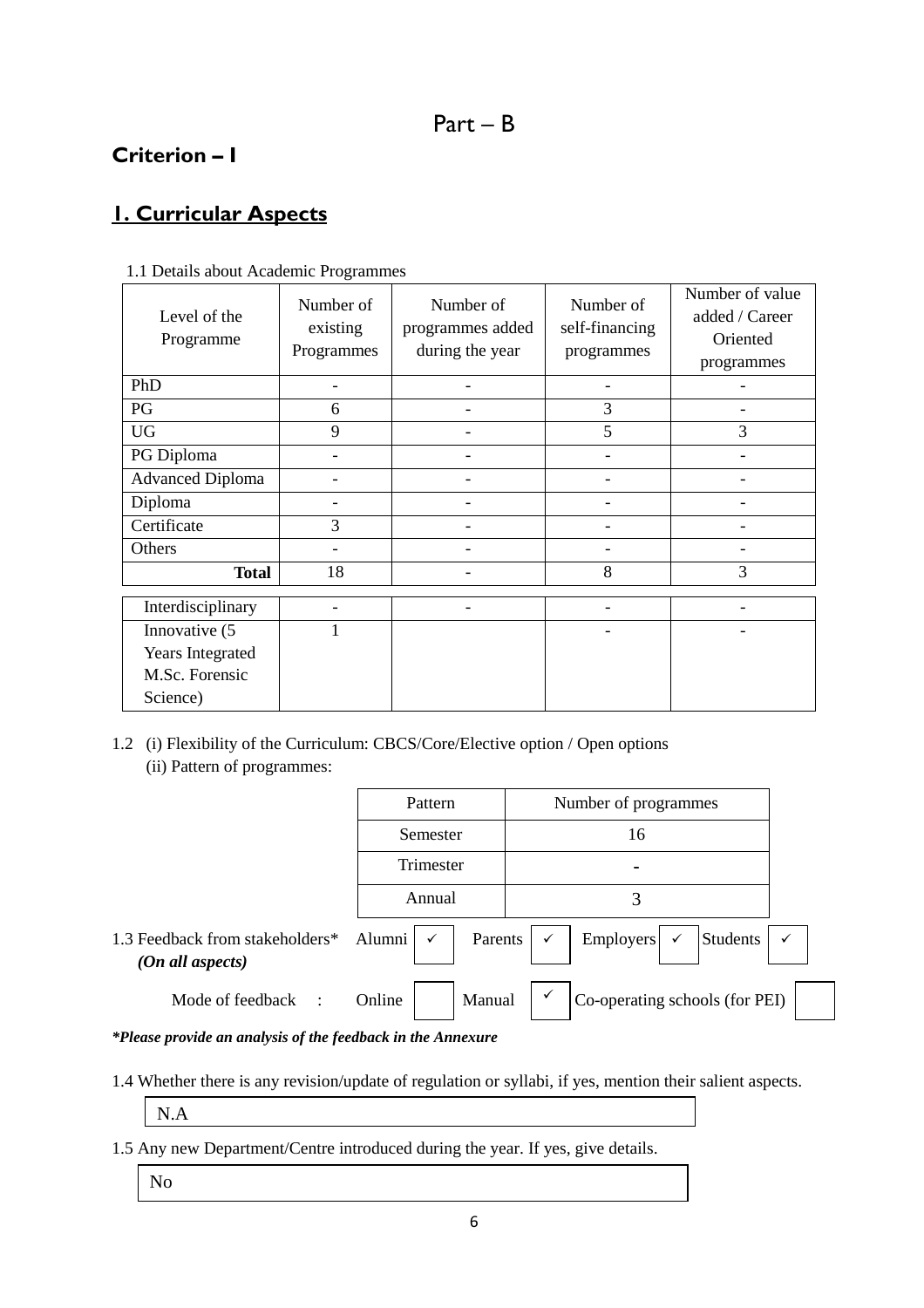# Part – B

## Criterion – I

## 1. Curricular Aspects

1.1 Details about Academic Programmes

| Level of the Programme | Number of existing Programmes | Number of programmes added during the year | Number of self-financing programmes | Number of value added / Career Oriented programmes |
|---|---|---|---|---|
| PhD | - | - | - | - |
| PG | 6 | - | 3 | - |
| UG | 9 | - | 5 | 3 |
| PG Diploma | - | - | - | - |
| Advanced Diploma | - | - | - | - |
| Diploma | - | - | - | - |
| Certificate | 3 | - | - | - |
| Others | - | - | - | - |
| **Total** | 18 | - | 8 | 3 |
| Interdisciplinary | - | - | - | - |
| Innovative (5 Years Integrated M.Sc. Forensic Science) | 1 | | - | - |

1.2 (i) Flexibility of the Curriculum: CBCS/Core/Elective option / Open options
(ii) Pattern of programmes:

| Pattern | Number of programmes |
|---|---|
| Semester | 16 |
| Trimester | - |
| Annual | 3 |

1.3 Feedback from stakeholders* Alumni ✓ Parents ✓ Employers ✓ Students ✓
*(On all aspects)*

Mode of feedback : Online [ ] Manual ✓ Co-operating schools (for PEI) [ ]

***Please provide an analysis of the feedback in the Annexure***

1.4 Whether there is any revision/update of regulation or syllabi, if yes, mention their salient aspects.

N.A

1.5 Any new Department/Centre introduced during the year. If yes, give details.

No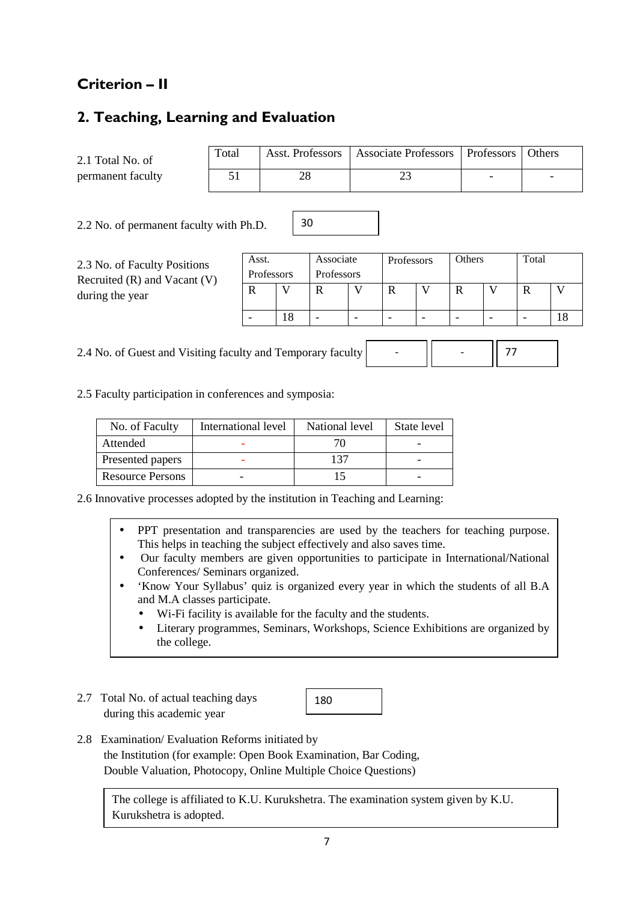## Criterion – II

## 2. Teaching, Learning and Evaluation

2.1 Total No. of permanent faculty

| Total | Asst. Professors | Associate Professors | Professors | Others |
|---|---|---|---|---|
| 51 | 28 | 23 | - | - |

2.2 No. of permanent faculty with Ph.D. 30

2.3 No. of Faculty Positions Recruited (R) and Vacant (V) during the year

| Asst. Professors | | Associate Professors | | Professors | | Others | | Total | |
|---|---|---|---|---|---|---|---|---|---|
| R | V | R | V | R | V | R | V | R | V |
| - | 18 | - | - | - | - | - | - | - | 18 |

2.4 No. of Guest and Visiting faculty and Temporary faculty

| - | - | 77 |
|---|---|---|

2.5 Faculty participation in conferences and symposia:

| No. of Faculty | International level | National level | State level |
|---|---|---|---|
| Attended | - | 70 | - |
| Presented papers | - | 137 | - |
| Resource Persons | - | 15 | - |

2.6 Innovative processes adopted by the institution in Teaching and Learning:

- PPT presentation and transparencies are used by the teachers for teaching purpose. This helps in teaching the subject effectively and also saves time.
- Our faculty members are given opportunities to participate in International/National Conferences/ Seminars organized.
- 'Know Your Syllabus' quiz is organized every year in which the students of all B.A and M.A classes participate.
  - Wi-Fi facility is available for the faculty and the students.
  - Literary programmes, Seminars, Workshops, Science Exhibitions are organized by the college.

2.7 Total No. of actual teaching days during this academic year: 180

2.8 Examination/ Evaluation Reforms initiated by the Institution (for example: Open Book Examination, Bar Coding, Double Valuation, Photocopy, Online Multiple Choice Questions)

The college is affiliated to K.U. Kurukshetra. The examination system given by K.U. Kurukshetra is adopted.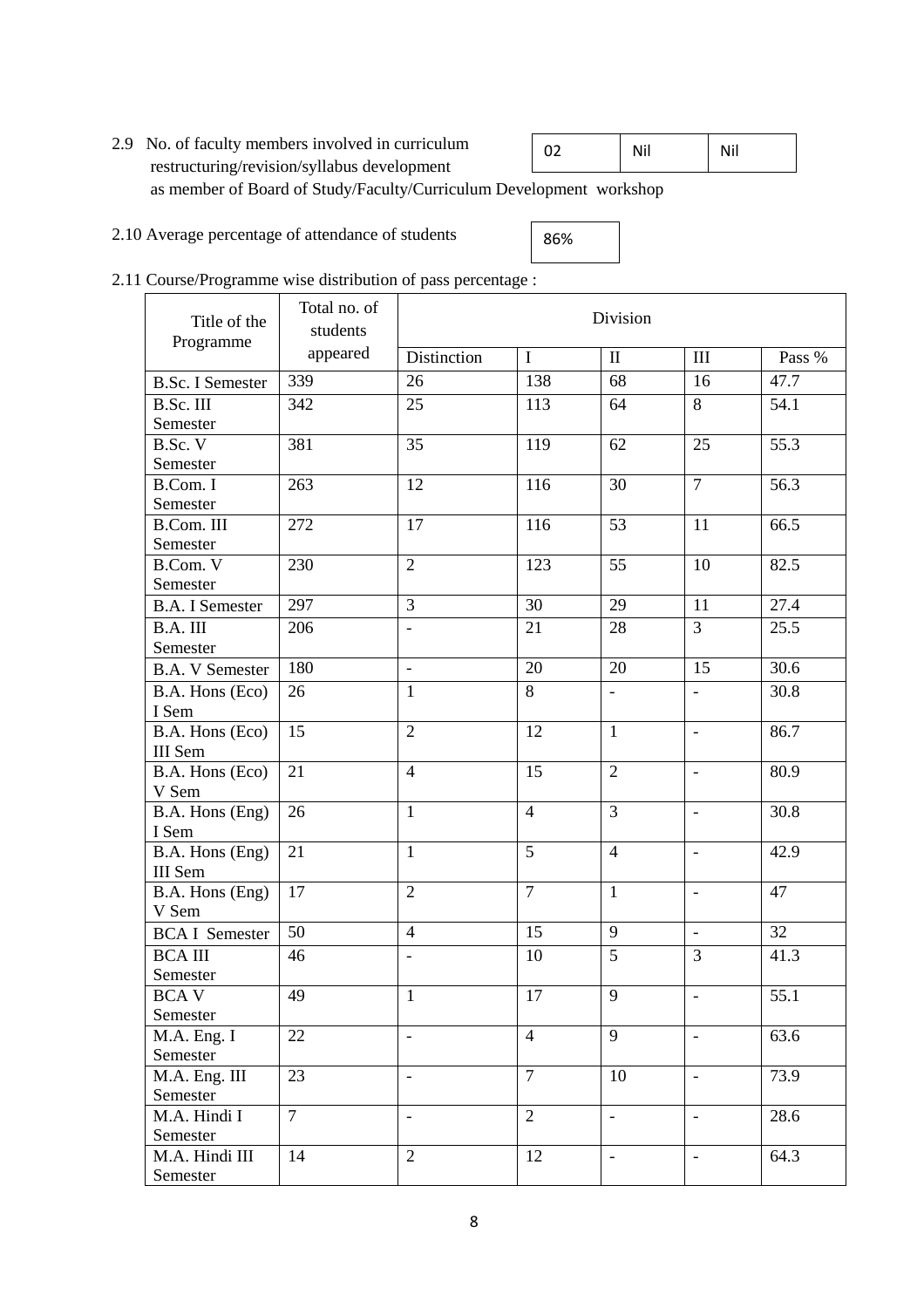2.9 No. of faculty members involved in curriculum restructuring/revision/syllabus development as member of Board of Study/Faculty/Curriculum Development workshop

| 02 | Nil | Nil |
|---|---|---|

2.10 Average percentage of attendance of students

| 86% |
|---|

2.11 Course/Programme wise distribution of pass percentage :

| Title of the Programme | Total no. of students appeared | Division | | | | |
|---|---|---|---|---|---|---|
| | | Distinction | I | II | III | Pass % |
| B.Sc. I Semester | 339 | 26 | 138 | 68 | 16 | 47.7 |
| B.Sc. III Semester | 342 | 25 | 113 | 64 | 8 | 54.1 |
| B.Sc. V Semester | 381 | 35 | 119 | 62 | 25 | 55.3 |
| B.Com. I Semester | 263 | 12 | 116 | 30 | 7 | 56.3 |
| B.Com. III Semester | 272 | 17 | 116 | 53 | 11 | 66.5 |
| B.Com. V Semester | 230 | 2 | 123 | 55 | 10 | 82.5 |
| B.A. I Semester | 297 | 3 | 30 | 29 | 11 | 27.4 |
| B.A. III Semester | 206 | - | 21 | 28 | 3 | 25.5 |
| B.A. V Semester | 180 | - | 20 | 20 | 15 | 30.6 |
| B.A. Hons (Eco) I Sem | 26 | 1 | 8 | - | - | 30.8 |
| B.A. Hons (Eco) III Sem | 15 | 2 | 12 | 1 | - | 86.7 |
| B.A. Hons (Eco) V Sem | 21 | 4 | 15 | 2 | - | 80.9 |
| B.A. Hons (Eng) I Sem | 26 | 1 | 4 | 3 | - | 30.8 |
| B.A. Hons (Eng) III Sem | 21 | 1 | 5 | 4 | - | 42.9 |
| B.A. Hons (Eng) V Sem | 17 | 2 | 7 | 1 | - | 47 |
| BCA I Semester | 50 | 4 | 15 | 9 | - | 32 |
| BCA III Semester | 46 | - | 10 | 5 | 3 | 41.3 |
| BCA V Semester | 49 | 1 | 17 | 9 | - | 55.1 |
| M.A. Eng. I Semester | 22 | - | 4 | 9 | - | 63.6 |
| M.A. Eng. III Semester | 23 | - | 7 | 10 | - | 73.9 |
| M.A. Hindi I Semester | 7 | - | 2 | - | - | 28.6 |
| M.A. Hindi III Semester | 14 | 2 | 12 | - | - | 64.3 |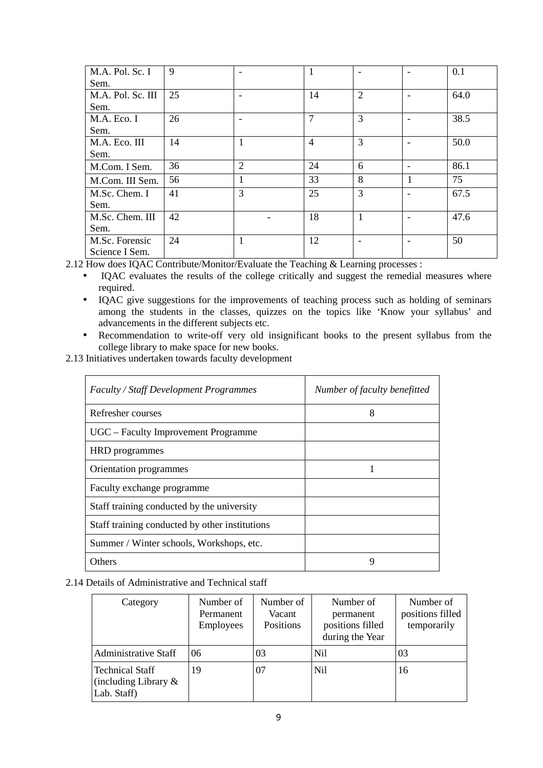| M.A. Pol. Sc. I Sem. | 9 | - | 1 | - | - | 0.1 |
|---|---|---|---|---|---|---|
| M.A. Pol. Sc. III Sem. | 25 | - | 14 | 2 | - | 64.0 |
| M.A. Eco. I Sem. | 26 | - | 7 | 3 | - | 38.5 |
| M.A. Eco. III Sem. | 14 | 1 | 4 | 3 | - | 50.0 |
| M.Com. I Sem. | 36 | 2 | 24 | 6 | - | 86.1 |
| M.Com. III Sem. | 56 | 1 | 33 | 8 | 1 | 75 |
| M.Sc. Chem. I Sem. | 41 | 3 | 25 | 3 | - | 67.5 |
| M.Sc. Chem. III Sem. | 42 | - | 18 | 1 | - | 47.6 |
| M.Sc. Forensic Science I Sem. | 24 | 1 | 12 | - | - | 50 |

2.12 How does IQAC Contribute/Monitor/Evaluate the Teaching & Learning processes :

- IQAC evaluates the results of the college critically and suggest the remedial measures where required.
- IQAC give suggestions for the improvements of teaching process such as holding of seminars among the students in the classes, quizzes on the topics like 'Know your syllabus' and advancements in the different subjects etc.
- Recommendation to write-off very old insignificant books to the present syllabus from the college library to make space for new books.

2.13 Initiatives undertaken towards faculty development

| *Faculty / Staff Development Programmes* | *Number of faculty benefitted* |
|---|---|
| Refresher courses | 8 |
| UGC – Faculty Improvement Programme | |
| HRD programmes | |
| Orientation programmes | 1 |
| Faculty exchange programme | |
| Staff training conducted by the university | |
| Staff training conducted by other institutions | |
| Summer / Winter schools, Workshops, etc. | |
| Others | 9 |

2.14 Details of Administrative and Technical staff

| Category | Number of Permanent Employees | Number of Vacant Positions | Number of permanent positions filled during the Year | Number of positions filled temporarily |
|---|---|---|---|---|
| Administrative Staff | 06 | 03 | Nil | 03 |
| Technical Staff (including Library & Lab. Staff) | 19 | 07 | Nil | 16 |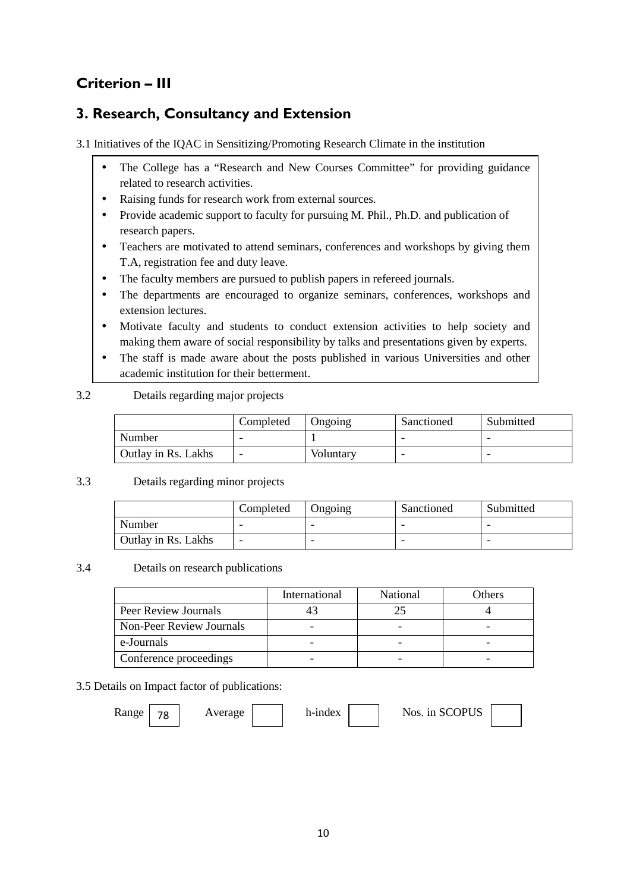# Criterion – III

## 3. Research, Consultancy and Extension

3.1 Initiatives of the IQAC in Sensitizing/Promoting Research Climate in the institution

- The College has a "Research and New Courses Committee" for providing guidance related to research activities.
- Raising funds for research work from external sources.
- Provide academic support to faculty for pursuing M. Phil., Ph.D. and publication of research papers.
- Teachers are motivated to attend seminars, conferences and workshops by giving them T.A, registration fee and duty leave.
- The faculty members are pursued to publish papers in refereed journals.
- The departments are encouraged to organize seminars, conferences, workshops and extension lectures.
- Motivate faculty and students to conduct extension activities to help society and making them aware of social responsibility by talks and presentations given by experts.
- The staff is made aware about the posts published in various Universities and other academic institution for their betterment.

3.2 Details regarding major projects

| | Completed | Ongoing | Sanctioned | Submitted |
|---|---|---|---|---|
| Number | - | 1 | - | - |
| Outlay in Rs. Lakhs | - | Voluntary | - | - |

3.3 Details regarding minor projects

| | Completed | Ongoing | Sanctioned | Submitted |
|---|---|---|---|---|
| Number | - | - | - | - |
| Outlay in Rs. Lakhs | - | - | - | - |

3.4 Details on research publications

| | International | National | Others |
|---|---|---|---|
| Peer Review Journals | 43 | 25 | 4 |
| Non-Peer Review Journals | - | - | - |
| e-Journals | - | - | - |
| Conference proceedings | - | - | - |

3.5 Details on Impact factor of publications:

Range 78 Average h-index Nos. in SCOPUS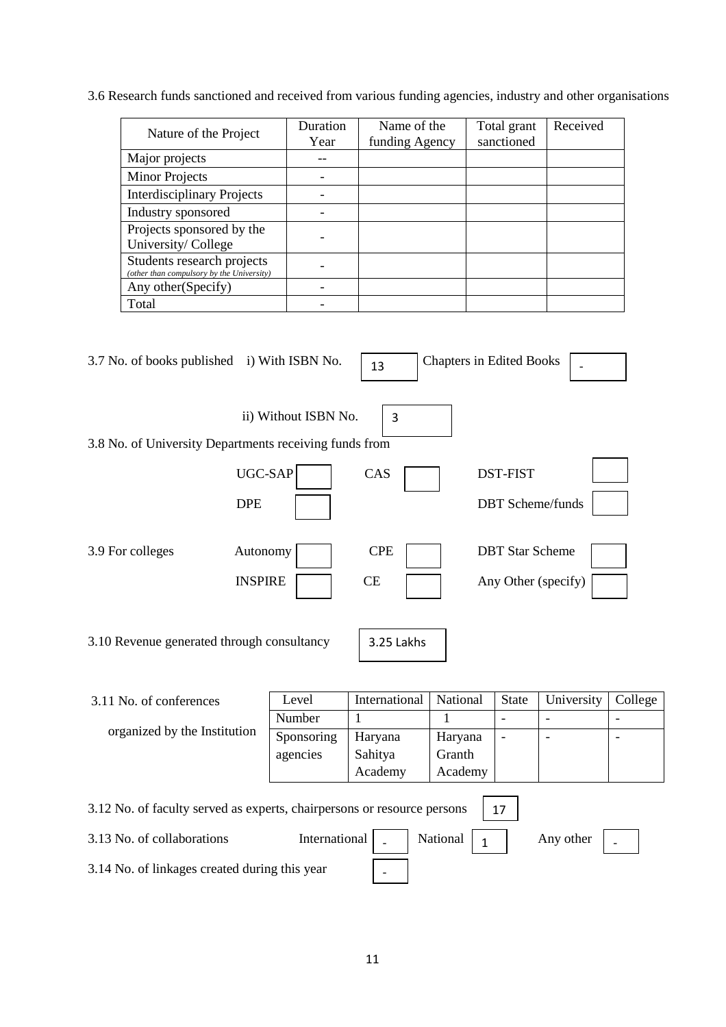3.6 Research funds sanctioned and received from various funding agencies, industry and other organisations

| Nature of the Project | Duration Year | Name of the funding Agency | Total grant sanctioned | Received |
|---|---|---|---|---|
| Major projects | -- | | | |
| Minor Projects | - | | | |
| Interdisciplinary Projects | - | | | |
| Industry sponsored | - | | | |
| Projects sponsored by the University/ College | - | | | |
| Students research projects *(other than compulsory by the University)* | - | | | |
| Any other(Specify) | - | | | |
| Total | - | | | |

3.7 No. of books published i) With ISBN No. 13 Chapters in Edited Books -

ii) Without ISBN No. 3

3.8 No. of University Departments receiving funds from

UGC-SAP CAS DST-FIST

DPE DBT Scheme/funds

3.9 For colleges Autonomy CPE DBT Star Scheme

INSPIRE CE Any Other (specify)

3.10 Revenue generated through consultancy 3.25 Lakhs

3.11 No. of conferences organized by the Institution

| Level | International | National | State | University | College |
|---|---|---|---|---|---|
| Number | 1 | 1 | - | - | - |
| Sponsoring agencies | Haryana Sahitya Academy | Haryana Granth Academy | - | - | - |

3.12 No. of faculty served as experts, chairpersons or resource persons 17

3.13 No. of collaborations International - National 1 Any other -

3.14 No. of linkages created during this year -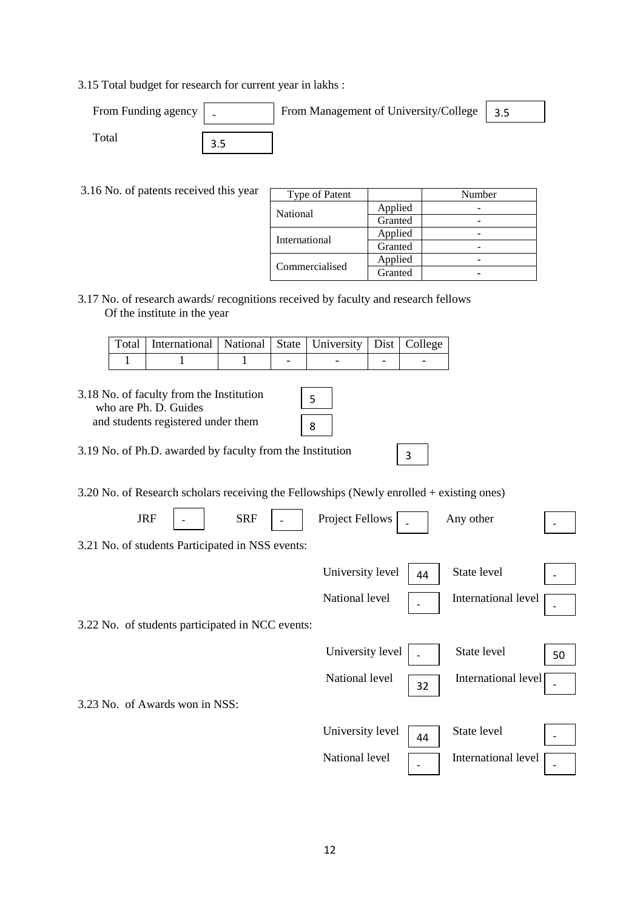3.15 Total budget for research for current year in lakhs :

| From Funding agency | - | From Management of University/College | 3.5 |
|---|---|---|---|
| Total | 3.5 | | |

3.16 No. of patents received this year

| Type of Patent | | Number |
|---|---|---|
| National | Applied | - |
| | Granted | - |
| International | Applied | - |
| | Granted | - |
| Commercialised | Applied | - |
| | Granted | - |

3.17 No. of research awards/ recognitions received by faculty and research fellows Of the institute in the year

| Total | International | National | State | University | Dist | College |
|---|---|---|---|---|---|---|
| 1 | 1 | 1 | - | - | - | - |

3.18 No. of faculty from the Institution who are Ph. D. Guides: 5

and students registered under them: 8

3.19 No. of Ph.D. awarded by faculty from the Institution: 3

3.20 No. of Research scholars receiving the Fellowships (Newly enrolled + existing ones)

| JRF | SRF | Project Fellows | Any other |
|---|---|---|---|
| - | - | - | - |

3.21 No. of students Participated in NSS events:

| University level | 44 | State level | - |
|---|---|---|---|
| National level | - | International level | - |

3.22 No. of students participated in NCC events:

| University level | - | State level | 50 |
|---|---|---|---|
| National level | 32 | International level | - |

3.23 No. of Awards won in NSS:

| University level | 44 | State level | - |
|---|---|---|---|
| National level | - | International level | - |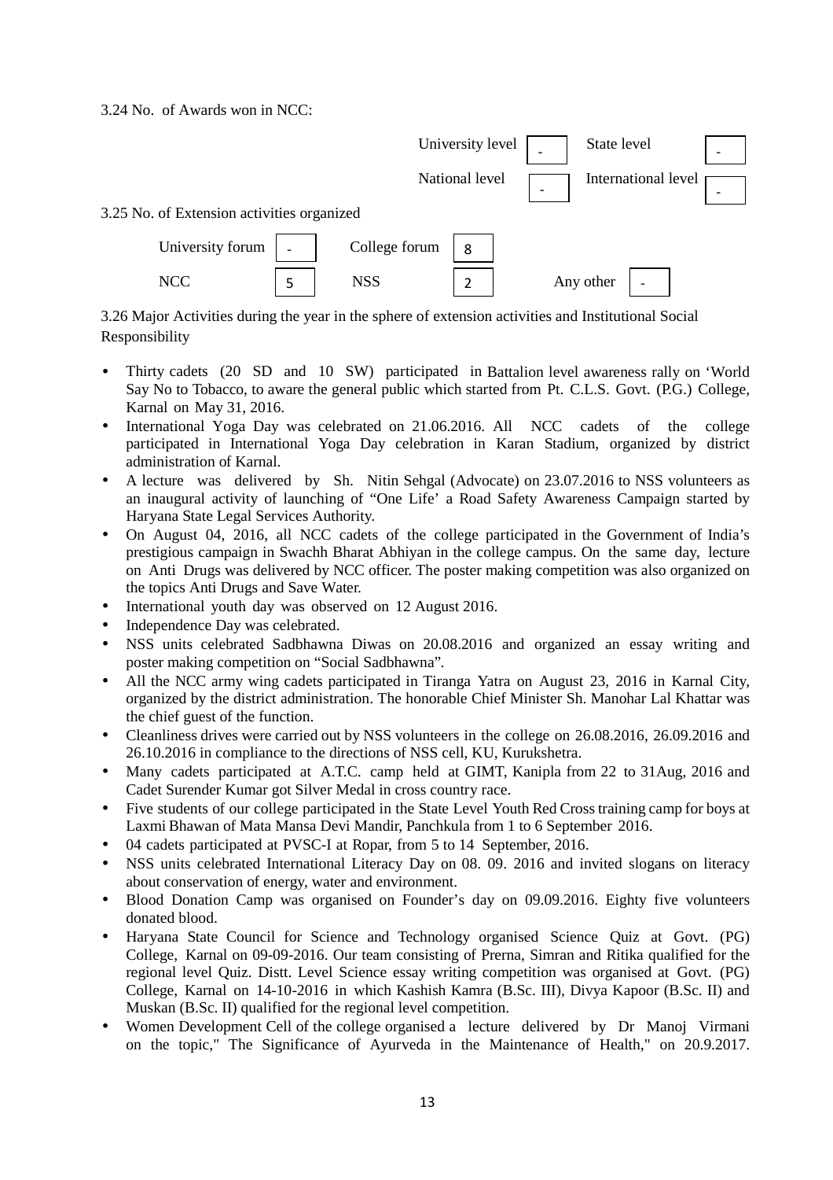3.24 No. of Awards won in NCC:

| | | | |
|---|---|---|---|
| University level | - | State level | - |
| National level | - | International level | - |

3.25 No. of Extension activities organized

| | | | | | |
|---|---|---|---|---|---|
| University forum | - | College forum | 8 | | |
| NCC | 5 | NSS | 2 | Any other | - |

3.26 Major Activities during the year in the sphere of extension activities and Institutional Social Responsibility

- Thirty cadets (20 SD and 10 SW) participated in Battalion level awareness rally on 'World Say No to Tobacco, to aware the general public which started from Pt. C.L.S. Govt. (P.G.) College, Karnal on May 31, 2016.
- International Yoga Day was celebrated on 21.06.2016. All NCC cadets of the college participated in International Yoga Day celebration in Karan Stadium, organized by district administration of Karnal.
- A lecture was delivered by Sh. Nitin Sehgal (Advocate) on 23.07.2016 to NSS volunteers as an inaugural activity of launching of "One Life' a Road Safety Awareness Campaign started by Haryana State Legal Services Authority.
- On August 04, 2016, all NCC cadets of the college participated in the Government of India's prestigious campaign in Swachh Bharat Abhiyan in the college campus. On the same day, lecture on Anti Drugs was delivered by NCC officer. The poster making competition was also organized on the topics Anti Drugs and Save Water.
- International youth day was observed on 12 August 2016.
- Independence Day was celebrated.
- NSS units celebrated Sadbhawna Diwas on 20.08.2016 and organized an essay writing and poster making competition on "Social Sadbhawna".
- All the NCC army wing cadets participated in Tiranga Yatra on August 23, 2016 in Karnal City, organized by the district administration. The honorable Chief Minister Sh. Manohar Lal Khattar was the chief guest of the function.
- Cleanliness drives were carried out by NSS volunteers in the college on 26.08.2016, 26.09.2016 and 26.10.2016 in compliance to the directions of NSS cell, KU, Kurukshetra.
- Many cadets participated at A.T.C. camp held at GIMT, Kanipla from 22 to 31Aug, 2016 and Cadet Surender Kumar got Silver Medal in cross country race.
- Five students of our college participated in the State Level Youth Red Cross training camp for boys at Laxmi Bhawan of Mata Mansa Devi Mandir, Panchkula from 1 to 6 September 2016.
- 04 cadets participated at PVSC-I at Ropar, from 5 to 14 September, 2016.
- NSS units celebrated International Literacy Day on 08. 09. 2016 and invited slogans on literacy about conservation of energy, water and environment.
- Blood Donation Camp was organised on Founder's day on 09.09.2016. Eighty five volunteers donated blood.
- Haryana State Council for Science and Technology organised Science Quiz at Govt. (PG) College, Karnal on 09-09-2016. Our team consisting of Prerna, Simran and Ritika qualified for the regional level Quiz. Distt. Level Science essay writing competition was organised at Govt. (PG) College, Karnal on 14-10-2016 in which Kashish Kamra (B.Sc. III), Divya Kapoor (B.Sc. II) and Muskan (B.Sc. II) qualified for the regional level competition.
- Women Development Cell of the college organised a lecture delivered by Dr Manoj Virmani on the topic," The Significance of Ayurveda in the Maintenance of Health," on 20.9.2017.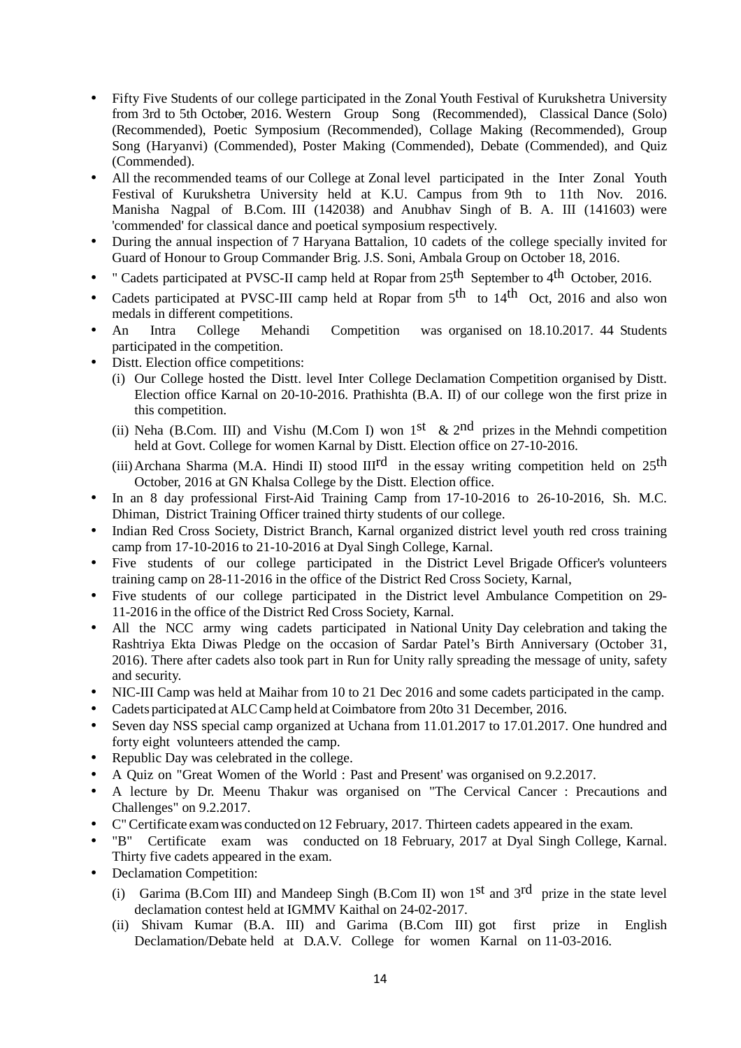- Fifty Five Students of our college participated in the Zonal Youth Festival of Kurukshetra University from 3rd to 5th October, 2016. Western Group Song (Recommended), Classical Dance (Solo) (Recommended), Poetic Symposium (Recommended), Collage Making (Recommended), Group Song (Haryanvi) (Commended), Poster Making (Commended), Debate (Commended), and Quiz (Commended).
- All the recommended teams of our College at Zonal level participated in the Inter Zonal Youth Festival of Kurukshetra University held at K.U. Campus from 9th to 11th Nov. 2016. Manisha Nagpal of B.Com. III (142038) and Anubhav Singh of B. A. III (141603) were 'commended' for classical dance and poetical symposium respectively.
- During the annual inspection of 7 Haryana Battalion, 10 cadets of the college specially invited for Guard of Honour to Group Commander Brig. J.S. Soni, Ambala Group on October 18, 2016.
- " Cadets participated at PVSC-II camp held at Ropar from 25th September to 4th October, 2016.
- Cadets participated at PVSC-III camp held at Ropar from 5th to 14th Oct, 2016 and also won medals in different competitions.
- An Intra College Mehandi Competition was organised on 18.10.2017. 44 Students participated in the competition.
- Distt. Election office competitions:
  - (i) Our College hosted the Distt. level Inter College Declamation Competition organised by Distt. Election office Karnal on 20-10-2016. Prathishta (B.A. II) of our college won the first prize in this competition.
  - (ii) Neha (B.Com. III) and Vishu (M.Com I) won 1st & 2nd prizes in the Mehndi competition held at Govt. College for women Karnal by Distt. Election office on 27-10-2016.
  - (iii) Archana Sharma (M.A. Hindi II) stood IIIrd in the essay writing competition held on 25th October, 2016 at GN Khalsa College by the Distt. Election office.
- In an 8 day professional First-Aid Training Camp from 17-10-2016 to 26-10-2016, Sh. M.C. Dhiman, District Training Officer trained thirty students of our college.
- Indian Red Cross Society, District Branch, Karnal organized district level youth red cross training camp from 17-10-2016 to 21-10-2016 at Dyal Singh College, Karnal.
- Five students of our college participated in the District Level Brigade Officer's volunteers training camp on 28-11-2016 in the office of the District Red Cross Society, Karnal,
- Five students of our college participated in the District level Ambulance Competition on 29-11-2016 in the office of the District Red Cross Society, Karnal.
- All the NCC army wing cadets participated in National Unity Day celebration and taking the Rashtriya Ekta Diwas Pledge on the occasion of Sardar Patel's Birth Anniversary (October 31, 2016). There after cadets also took part in Run for Unity rally spreading the message of unity, safety and security.
- NIC-III Camp was held at Maihar from 10 to 21 Dec 2016 and some cadets participated in the camp.
- Cadets participated at ALC Camp held at Coimbatore from 20to 31 December, 2016.
- Seven day NSS special camp organized at Uchana from 11.01.2017 to 17.01.2017. One hundred and forty eight volunteers attended the camp.
- Republic Day was celebrated in the college.
- A Quiz on "Great Women of the World : Past and Present' was organised on 9.2.2017.
- A lecture by Dr. Meenu Thakur was organised on "The Cervical Cancer : Precautions and Challenges" on 9.2.2017.
- C" Certificate exam was conducted on 12 February, 2017. Thirteen cadets appeared in the exam.
- "B" Certificate exam was conducted on 18 February, 2017 at Dyal Singh College, Karnal. Thirty five cadets appeared in the exam.
- Declamation Competition:
  - (i) Garima (B.Com III) and Mandeep Singh (B.Com II) won 1st and 3rd prize in the state level declamation contest held at IGMMV Kaithal on 24-02-2017.
  - (ii) Shivam Kumar (B.A. III) and Garima (B.Com III) got first prize in English Declamation/Debate held at D.A.V. College for women Karnal on 11-03-2016.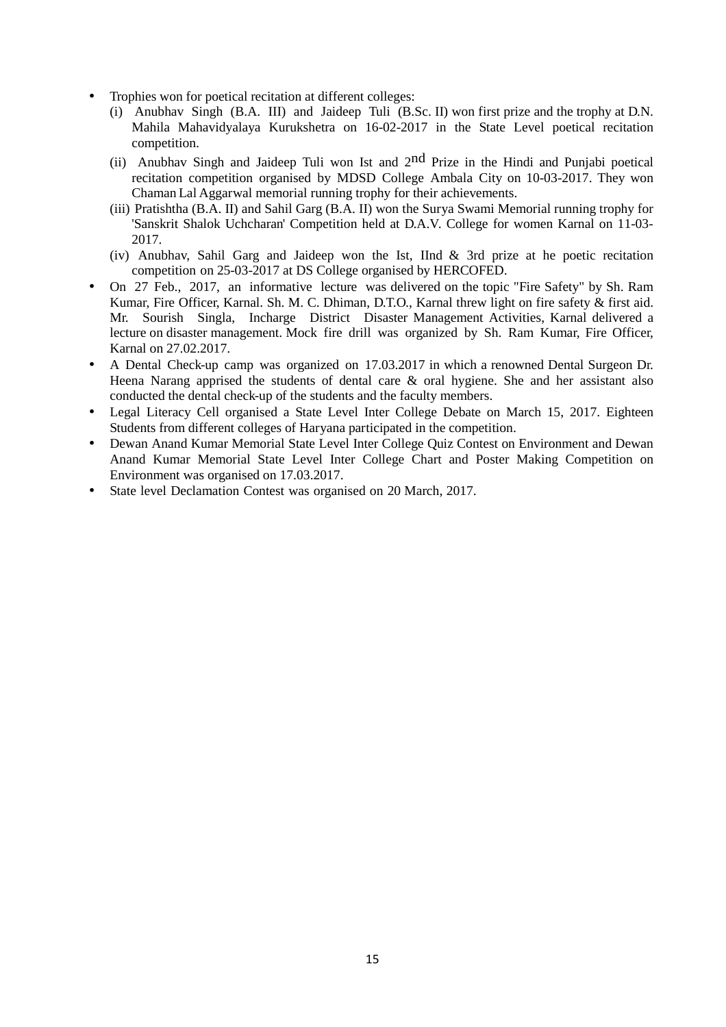- Trophies won for poetical recitation at different colleges:
  (i) Anubhav Singh (B.A. III) and Jaideep Tuli (B.Sc. II) won first prize and the trophy at D.N. Mahila Mahavidyalaya Kurukshetra on 16-02-2017 in the State Level poetical recitation competition.
  (ii) Anubhav Singh and Jaideep Tuli won Ist and 2nd Prize in the Hindi and Punjabi poetical recitation competition organised by MDSD College Ambala City on 10-03-2017. They won Chaman Lal Aggarwal memorial running trophy for their achievements.
  (iii) Pratishtha (B.A. II) and Sahil Garg (B.A. II) won the Surya Swami Memorial running trophy for 'Sanskrit Shalok Uchcharan' Competition held at D.A.V. College for women Karnal on 11-03-2017.
  (iv) Anubhav, Sahil Garg and Jaideep won the Ist, IInd & 3rd prize at he poetic recitation competition on 25-03-2017 at DS College organised by HERCOFED.
- On 27 Feb., 2017, an informative lecture was delivered on the topic "Fire Safety" by Sh. Ram Kumar, Fire Officer, Karnal. Sh. M. C. Dhiman, D.T.O., Karnal threw light on fire safety & first aid. Mr. Sourish Singla, Incharge District Disaster Management Activities, Karnal delivered a lecture on disaster management. Mock fire drill was organized by Sh. Ram Kumar, Fire Officer, Karnal on 27.02.2017.
- A Dental Check-up camp was organized on 17.03.2017 in which a renowned Dental Surgeon Dr. Heena Narang apprised the students of dental care & oral hygiene. She and her assistant also conducted the dental check-up of the students and the faculty members.
- Legal Literacy Cell organised a State Level Inter College Debate on March 15, 2017. Eighteen Students from different colleges of Haryana participated in the competition.
- Dewan Anand Kumar Memorial State Level Inter College Quiz Contest on Environment and Dewan Anand Kumar Memorial State Level Inter College Chart and Poster Making Competition on Environment was organised on 17.03.2017.
- State level Declamation Contest was organised on 20 March, 2017.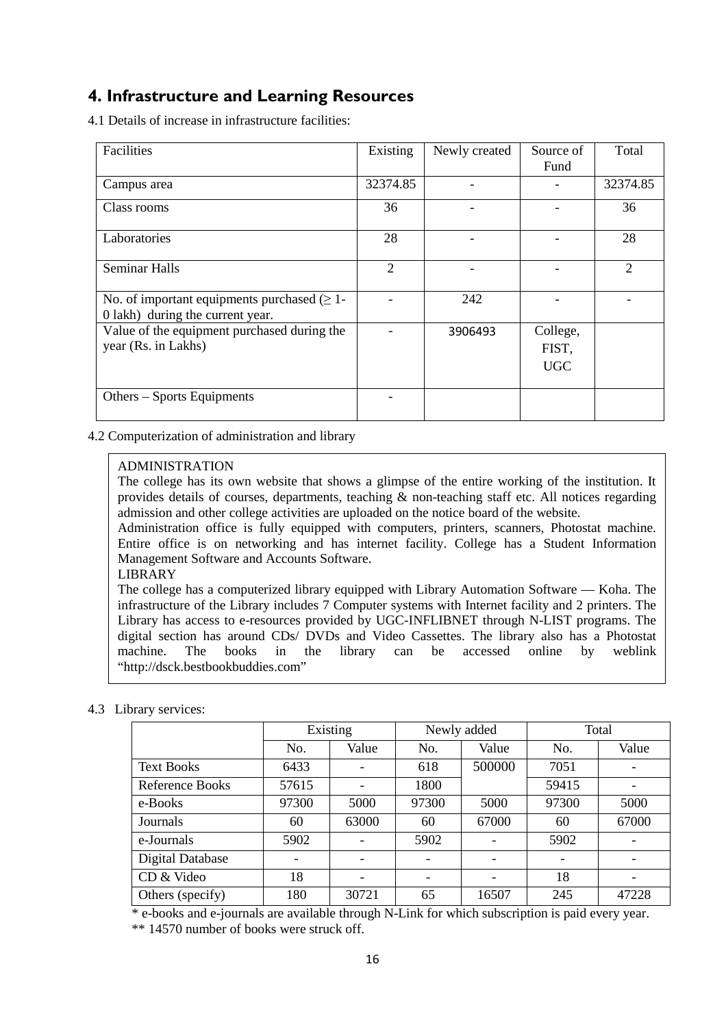## 4. Infrastructure and Learning Resources

4.1 Details of increase in infrastructure facilities:

| Facilities | Existing | Newly created | Source of Fund | Total |
|---|---|---|---|---|
| Campus area | 32374.85 | - | - | 32374.85 |
| Class rooms | 36 | - | - | 36 |
| Laboratories | 28 | - | - | 28 |
| Seminar Halls | 2 | - | - | 2 |
| No. of important equipments purchased (≥ 1-0 lakh) during the current year. | - | 242 | - | - |
| Value of the equipment purchased during the year (Rs. in Lakhs) | - | 3906493 | College, FIST, UGC | |
| Others – Sports Equipments | - | | | |

4.2 Computerization of administration and library

ADMINISTRATION

The college has its own website that shows a glimpse of the entire working of the institution. It provides details of courses, departments, teaching & non-teaching staff etc. All notices regarding admission and other college activities are uploaded on the notice board of the website.

Administration office is fully equipped with computers, printers, scanners, Photostat machine. Entire office is on networking and has internet facility. College has a Student Information Management Software and Accounts Software.

LIBRARY

The college has a computerized library equipped with Library Automation Software — Koha. The infrastructure of the Library includes 7 Computer systems with Internet facility and 2 printers. The Library has access to e-resources provided by UGC-INFLIBNET through N-LIST programs. The digital section has around CDs/ DVDs and Video Cassettes. The library also has a Photostat machine. The books in the library can be accessed online by weblink "http://dsck.bestbookbuddies.com"

4.3 Library services:

| | Existing | | Newly added | | Total | |
|---|---|---|---|---|---|---|
| | No. | Value | No. | Value | No. | Value |
| Text Books | 6433 | - | 618 | 500000 | 7051 | - |
| Reference Books | 57615 | - | 1800 | | 59415 | - |
| e-Books | 97300 | 5000 | 97300 | 5000 | 97300 | 5000 |
| Journals | 60 | 63000 | 60 | 67000 | 60 | 67000 |
| e-Journals | 5902 | - | 5902 | - | 5902 | - |
| Digital Database | - | - | - | - | - | - |
| CD & Video | 18 | - | - | - | 18 | - |
| Others (specify) | 180 | 30721 | 65 | 16507 | 245 | 47228 |

\* e-books and e-journals are available through N-Link for which subscription is paid every year.

\*\* 14570 number of books were struck off.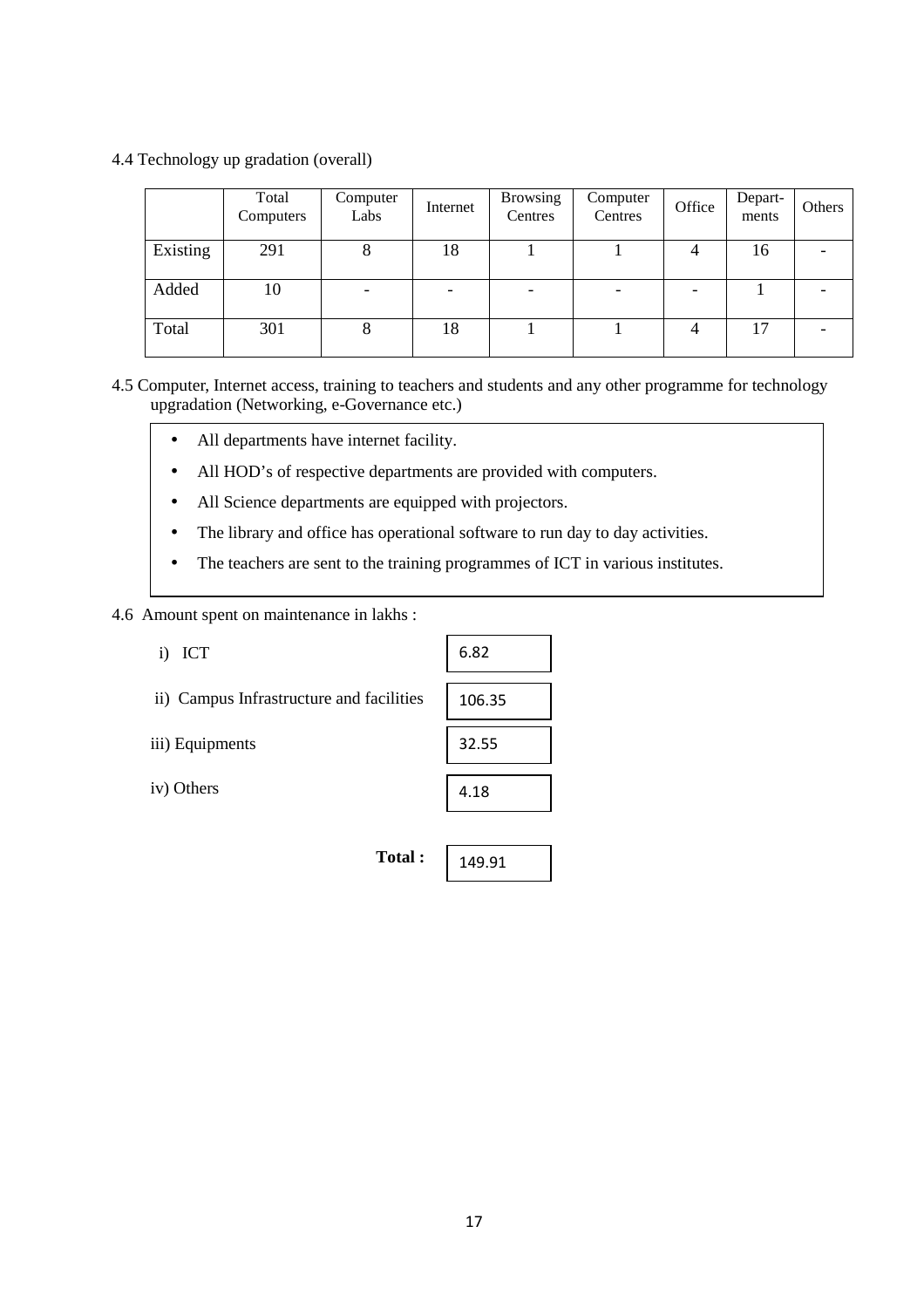4.4 Technology up gradation (overall)

| | Total Computers | Computer Labs | Internet | Browsing Centres | Computer Centres | Office | Depart-ments | Others |
|---|---|---|---|---|---|---|---|---|
| Existing | 291 | 8 | 18 | 1 | 1 | 4 | 16 | - |
| Added | 10 | - | - | - | - | - | 1 | - |
| Total | 301 | 8 | 18 | 1 | 1 | 4 | 17 | - |

4.5 Computer, Internet access, training to teachers and students and any other programme for technology upgradation (Networking, e-Governance etc.)

- All departments have internet facility.
- All HOD's of respective departments are provided with computers.
- All Science departments are equipped with projectors.
- The library and office has operational software to run day to day activities.
- The teachers are sent to the training programmes of ICT in various institutes.

4.6 Amount spent on maintenance in lakhs :

i) ICT: 6.82

ii) Campus Infrastructure and facilities: 106.35

iii) Equipments: 32.55

iv) Others: 4.18

**Total :** 149.91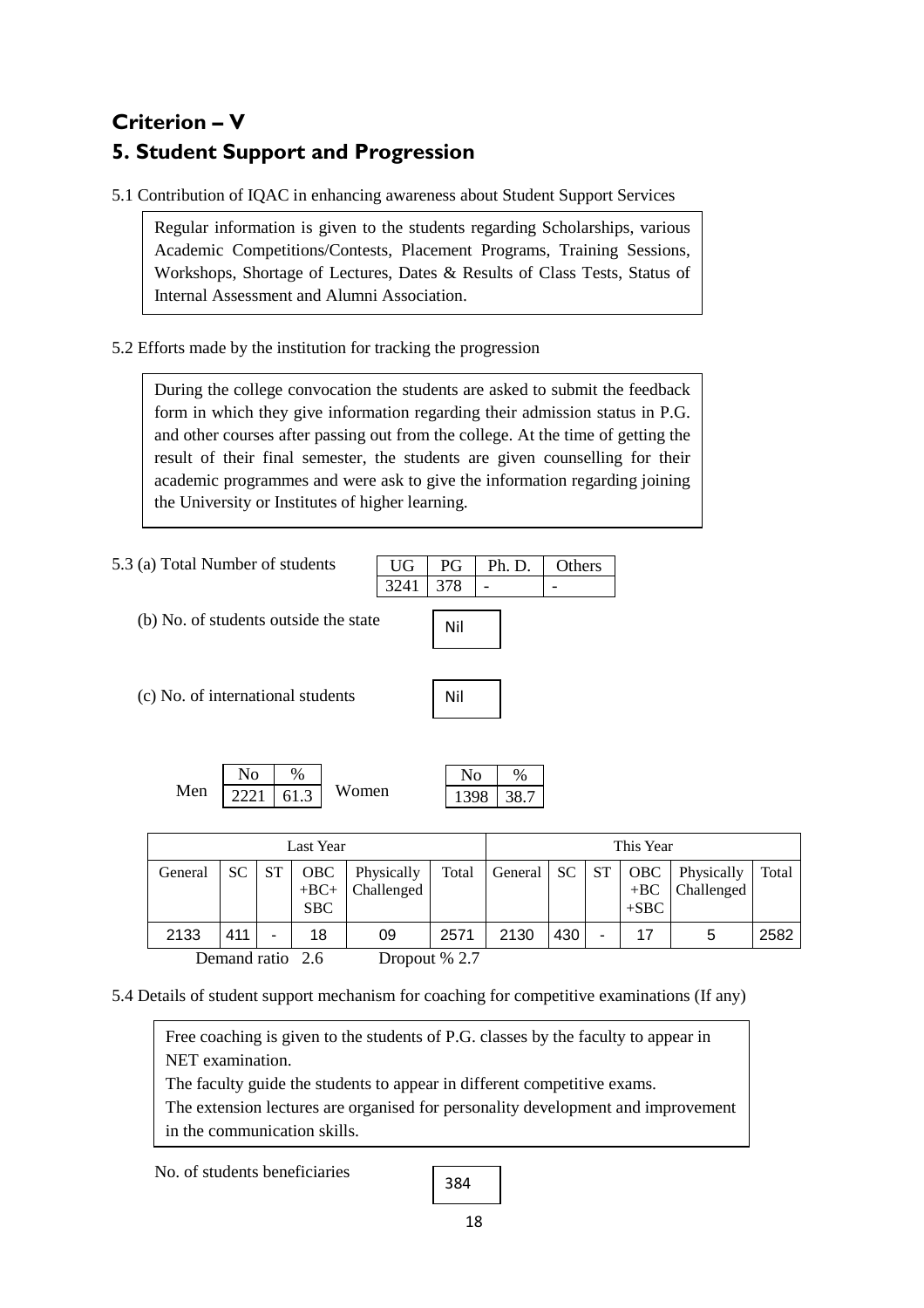# Criterion – V

## 5. Student Support and Progression

5.1 Contribution of IQAC in enhancing awareness about Student Support Services

Regular information is given to the students regarding Scholarships, various Academic Competitions/Contests, Placement Programs, Training Sessions, Workshops, Shortage of Lectures, Dates & Results of Class Tests, Status of Internal Assessment and Alumni Association.

5.2 Efforts made by the institution for tracking the progression

During the college convocation the students are asked to submit the feedback form in which they give information regarding their admission status in P.G. and other courses after passing out from the college. At the time of getting the result of their final semester, the students are given counselling for their academic programmes and were ask to give the information regarding joining the University or Institutes of higher learning.

5.3 (a) Total Number of students

| UG | PG | Ph. D. | Others |
|---|---|---|---|
| 3241 | 378 | - | - |

(b) No. of students outside the state: Nil

(c) No. of international students: Nil

| | No | % |
|---|---|---|
| Men | 2221 | 61.3 |
| Women | 1398 | 38.7 |

| Last Year | | | | | | This Year | | | | | |
|---|---|---|---|---|---|---|---|---|---|---|---|
| General | SC | ST | OBC +BC+ SBC | Physically Challenged | Total | General | SC | ST | OBC +BC +SBC | Physically Challenged | Total |
| 2133 | 411 | - | 18 | 09 | 2571 | 2130 | 430 | - | 17 | 5 | 2582 |

Demand ratio 2.6 Dropout % 2.7

5.4 Details of student support mechanism for coaching for competitive examinations (If any)

Free coaching is given to the students of P.G. classes by the faculty to appear in NET examination.
The faculty guide the students to appear in different competitive exams.
The extension lectures are organised for personality development and improvement in the communication skills.

No. of students beneficiaries: 384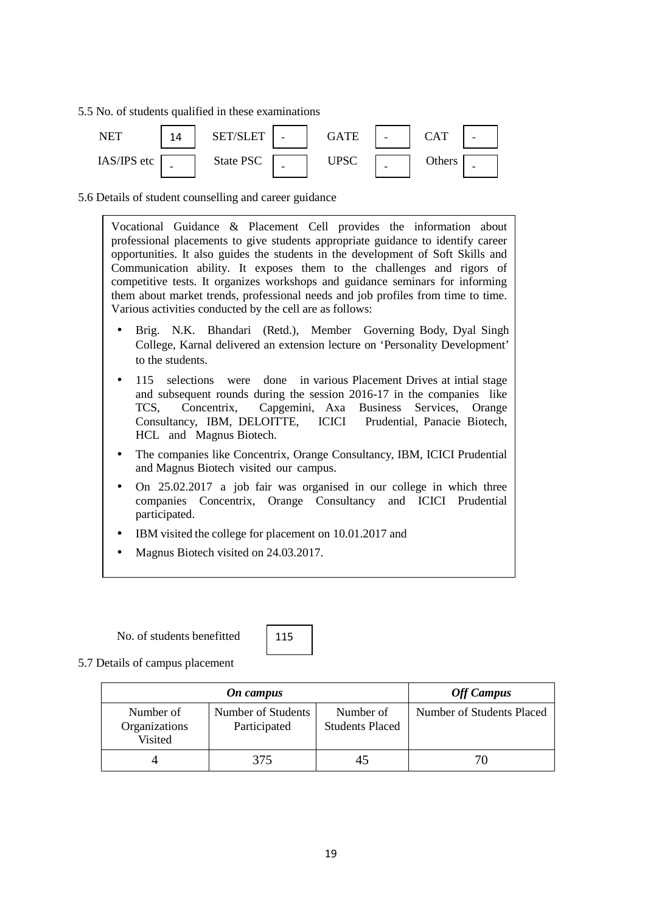5.5 No. of students qualified in these examinations

| NET | 14 | SET/SLET | - | GATE | - | CAT | - |
|---|---|---|---|---|---|---|---|
| IAS/IPS etc | - | State PSC | - | UPSC | - | Others | - |

5.6 Details of student counselling and career guidance

Vocational Guidance & Placement Cell provides the information about professional placements to give students appropriate guidance to identify career opportunities. It also guides the students in the development of Soft Skills and Communication ability. It exposes them to the challenges and rigors of competitive tests. It organizes workshops and guidance seminars for informing them about market trends, professional needs and job profiles from time to time. Various activities conducted by the cell are as follows:

- Brig. N.K. Bhandari (Retd.), Member Governing Body, Dyal Singh College, Karnal delivered an extension lecture on 'Personality Development' to the students.
- 115 selections were done in various Placement Drives at intial stage and subsequent rounds during the session 2016-17 in the companies like TCS, Concentrix, Capgemini, Axa Business Services, Orange Consultancy, IBM, DELOITTE, ICICI Prudential, Panacie Biotech, HCL and Magnus Biotech.
- The companies like Concentrix, Orange Consultancy, IBM, ICICI Prudential and Magnus Biotech visited our campus.
- On 25.02.2017 a job fair was organised in our college in which three companies Concentrix, Orange Consultancy and ICICI Prudential participated.
- IBM visited the college for placement on 10.01.2017 and
- Magnus Biotech visited on 24.03.2017.

No. of students benefitted: 115

5.7 Details of campus placement

| ***On campus*** | | | ***Off Campus*** |
|---|---|---|---|
| Number of Organizations Visited | Number of Students Participated | Number of Students Placed | Number of Students Placed |
| 4 | 375 | 45 | 70 |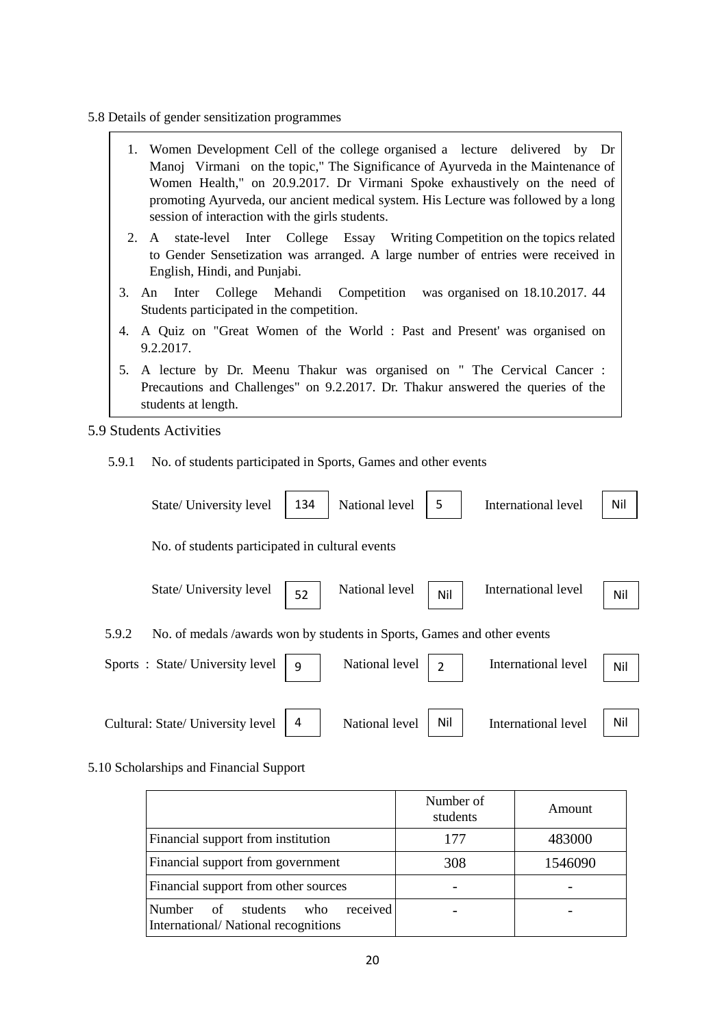5.8 Details of gender sensitization programmes

1. Women Development Cell of the college organised a lecture delivered by Dr Manoj Virmani on the topic," The Significance of Ayurveda in the Maintenance of Women Health," on 20.9.2017. Dr Virmani Spoke exhaustively on the need of promoting Ayurveda, our ancient medical system. His Lecture was followed by a long session of interaction with the girls students.
2. A state-level Inter College Essay Writing Competition on the topics related to Gender Sensetization was arranged. A large number of entries were received in English, Hindi, and Punjabi.
3. An Inter College Mehandi Competition was organised on 18.10.2017. 44 Students participated in the competition.
4. A Quiz on "Great Women of the World : Past and Present' was organised on 9.2.2017.
5. A lecture by Dr. Meenu Thakur was organised on " The Cervical Cancer : Precautions and Challenges" on 9.2.2017. Dr. Thakur answered the queries of the students at length.

5.9 Students Activities

5.9.1 No. of students participated in Sports, Games and other events

| State/ University level | National level | International level |
|---|---|---|
| 134 | 5 | Nil |

No. of students participated in cultural events

| State/ University level | National level | International level |
|---|---|---|
| 52 | Nil | Nil |

5.9.2 No. of medals /awards won by students in Sports, Games and other events

| | State/ University level | National level | International level |
|---|---|---|---|
| Sports | 9 | 2 | Nil |
| Cultural | 4 | Nil | Nil |

5.10 Scholarships and Financial Support

| | Number of students | Amount |
|---|---|---|
| Financial support from institution | 177 | 483000 |
| Financial support from government | 308 | 1546090 |
| Financial support from other sources | - | - |
| Number of students who received International/ National recognitions | - | - |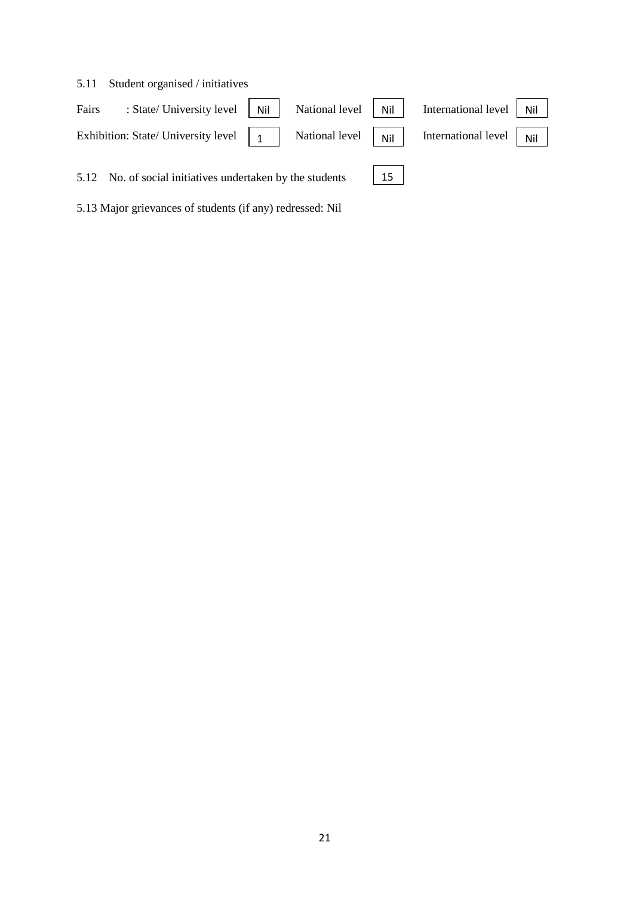5.11 Student organised / initiatives

| | State/ University level | National level | International level |
|---|---|---|---|
| Fairs | Nil | Nil | Nil |
| Exhibition | 1 | Nil | Nil |

5.12 No. of social initiatives undertaken by the students: 15

5.13 Major grievances of students (if any) redressed: Nil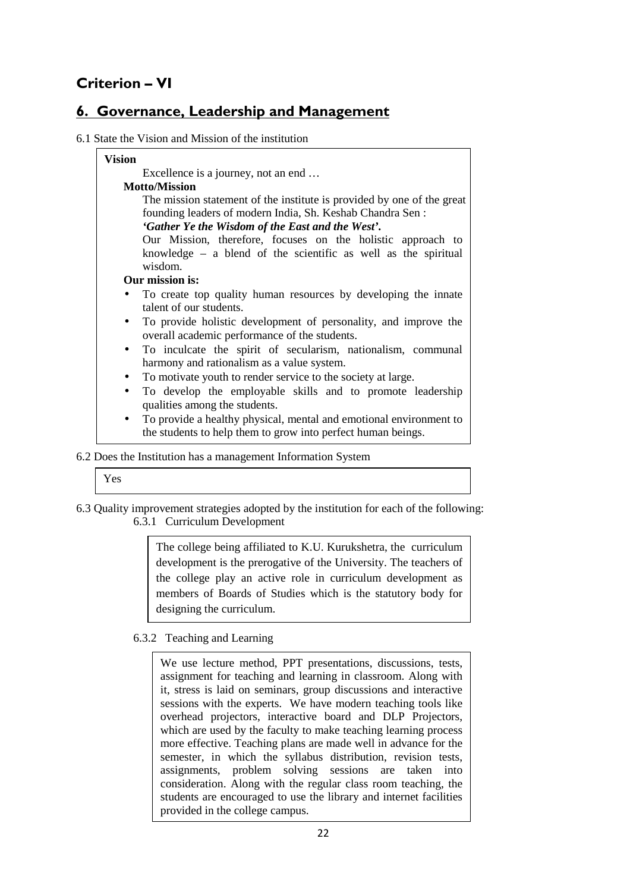## Criterion – VI

## 6. Governance, Leadership and Management

6.1 State the Vision and Mission of the institution

**Vision**

Excellence is a journey, not an end …

**Motto/Mission**

The mission statement of the institute is provided by one of the great founding leaders of modern India, Sh. Keshab Chandra Sen :

***'Gather Ye the Wisdom of the East and the West'.***

Our Mission, therefore, focuses on the holistic approach to knowledge – a blend of the scientific as well as the spiritual wisdom.

**Our mission is:**

- To create top quality human resources by developing the innate talent of our students.
- To provide holistic development of personality, and improve the overall academic performance of the students.
- To inculcate the spirit of secularism, nationalism, communal harmony and rationalism as a value system.
- To motivate youth to render service to the society at large.
- To develop the employable skills and to promote leadership qualities among the students.
- To provide a healthy physical, mental and emotional environment to the students to help them to grow into perfect human beings.

6.2 Does the Institution has a management Information System

Yes

6.3 Quality improvement strategies adopted by the institution for each of the following:

6.3.1 Curriculum Development

The college being affiliated to K.U. Kurukshetra, the curriculum development is the prerogative of the University. The teachers of the college play an active role in curriculum development as members of Boards of Studies which is the statutory body for designing the curriculum.

6.3.2 Teaching and Learning

We use lecture method, PPT presentations, discussions, tests, assignment for teaching and learning in classroom. Along with it, stress is laid on seminars, group discussions and interactive sessions with the experts. We have modern teaching tools like overhead projectors, interactive board and DLP Projectors, which are used by the faculty to make teaching learning process more effective. Teaching plans are made well in advance for the semester, in which the syllabus distribution, revision tests, assignments, problem solving sessions are taken into consideration. Along with the regular class room teaching, the students are encouraged to use the library and internet facilities provided in the college campus.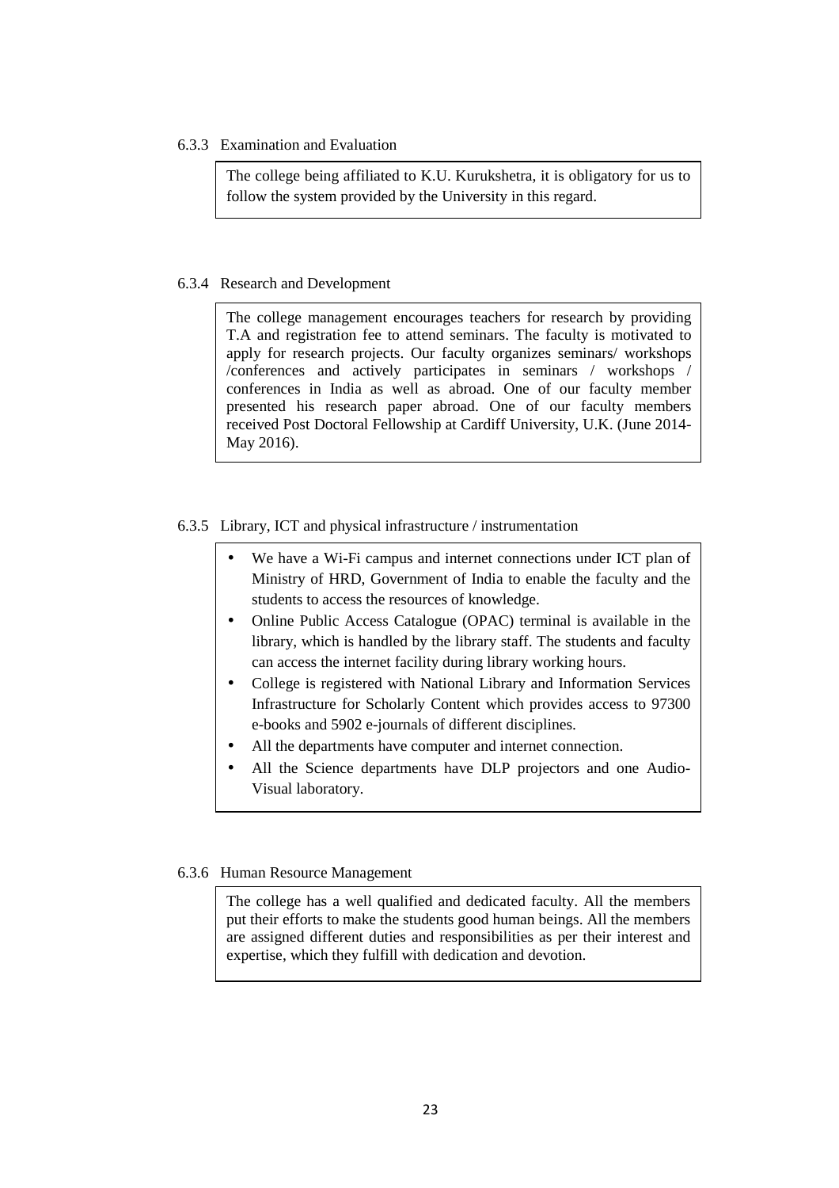6.3.3 Examination and Evaluation

The college being affiliated to K.U. Kurukshetra, it is obligatory for us to follow the system provided by the University in this regard.

6.3.4 Research and Development

The college management encourages teachers for research by providing T.A and registration fee to attend seminars. The faculty is motivated to apply for research projects. Our faculty organizes seminars/ workshops /conferences and actively participates in seminars / workshops / conferences in India as well as abroad. One of our faculty member presented his research paper abroad. One of our faculty members received Post Doctoral Fellowship at Cardiff University, U.K. (June 2014-May 2016).

6.3.5 Library, ICT and physical infrastructure / instrumentation

- We have a Wi-Fi campus and internet connections under ICT plan of Ministry of HRD, Government of India to enable the faculty and the students to access the resources of knowledge.
- Online Public Access Catalogue (OPAC) terminal is available in the library, which is handled by the library staff. The students and faculty can access the internet facility during library working hours.
- College is registered with National Library and Information Services Infrastructure for Scholarly Content which provides access to 97300 e-books and 5902 e-journals of different disciplines.
- All the departments have computer and internet connection.
- All the Science departments have DLP projectors and one Audio-Visual laboratory.

6.3.6 Human Resource Management

The college has a well qualified and dedicated faculty. All the members put their efforts to make the students good human beings. All the members are assigned different duties and responsibilities as per their interest and expertise, which they fulfill with dedication and devotion.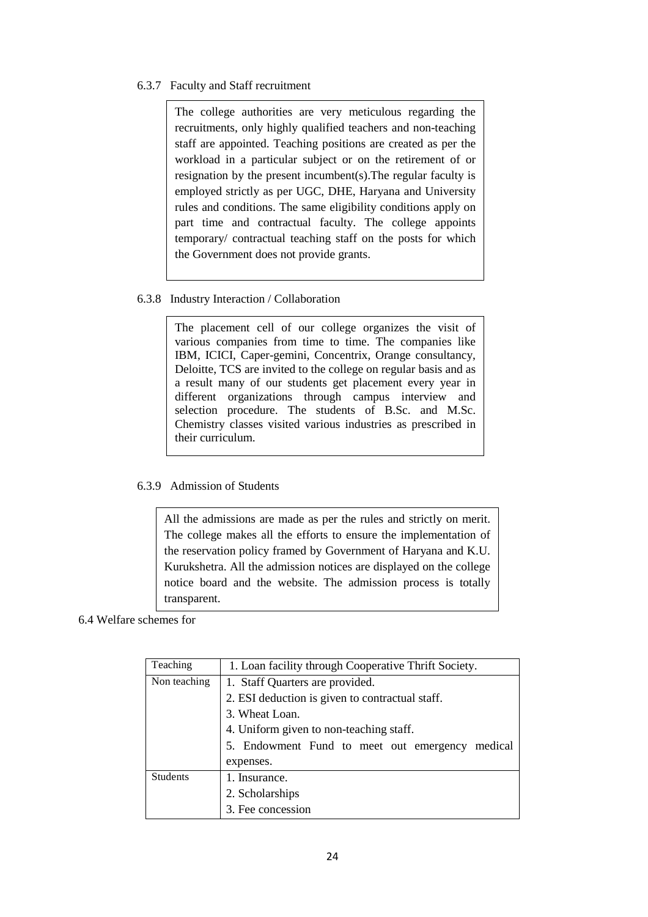6.3.7 Faculty and Staff recruitment

> The college authorities are very meticulous regarding the recruitments, only highly qualified teachers and non-teaching staff are appointed. Teaching positions are created as per the workload in a particular subject or on the retirement of or resignation by the present incumbent(s).The regular faculty is employed strictly as per UGC, DHE, Haryana and University rules and conditions. The same eligibility conditions apply on part time and contractual faculty. The college appoints temporary/ contractual teaching staff on the posts for which the Government does not provide grants.

6.3.8 Industry Interaction / Collaboration

> The placement cell of our college organizes the visit of various companies from time to time. The companies like IBM, ICICI, Caper-gemini, Concentrix, Orange consultancy, Deloitte, TCS are invited to the college on regular basis and as a result many of our students get placement every year in different organizations through campus interview and selection procedure. The students of B.Sc. and M.Sc. Chemistry classes visited various industries as prescribed in their curriculum.

6.3.9 Admission of Students

> All the admissions are made as per the rules and strictly on merit. The college makes all the efforts to ensure the implementation of the reservation policy framed by Government of Haryana and K.U. Kurukshetra. All the admission notices are displayed on the college notice board and the website. The admission process is totally transparent.

6.4 Welfare schemes for

| | |
|---|---|
| Teaching | 1. Loan facility through Cooperative Thrift Society. |
| Non teaching | 1. Staff Quarters are provided.<br>2. ESI deduction is given to contractual staff.<br>3. Wheat Loan.<br>4. Uniform given to non-teaching staff.<br>5. Endowment Fund to meet out emergency medical expenses. |
| Students | 1. Insurance.<br>2. Scholarships<br>3. Fee concession |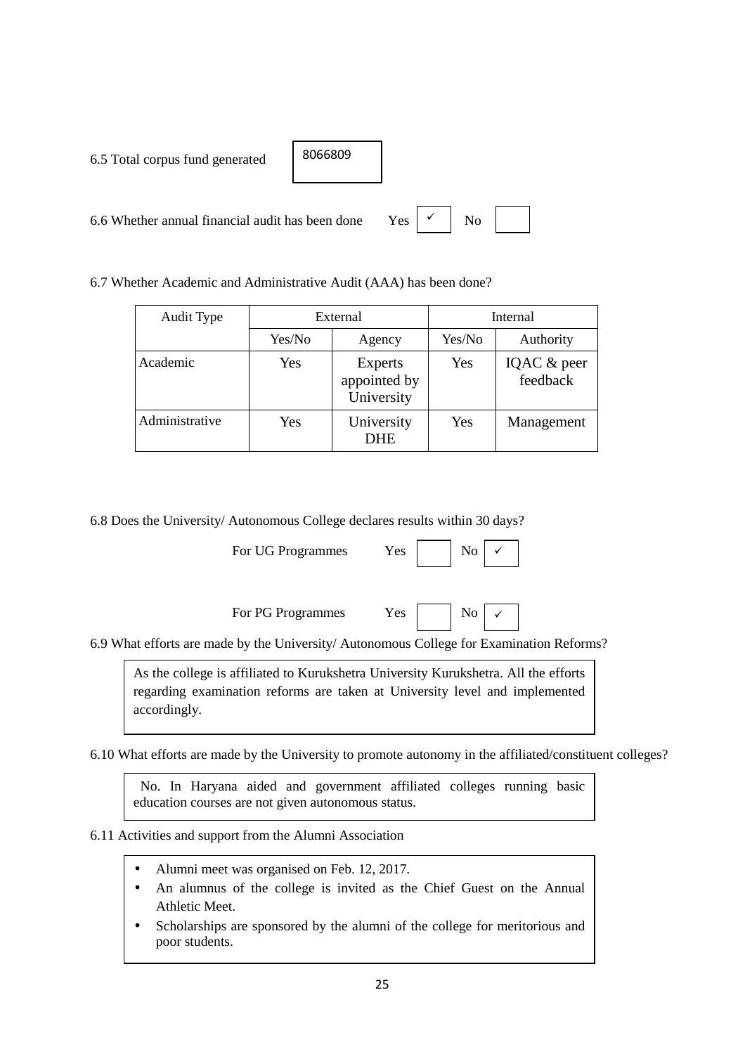6.5 Total corpus fund generated: 8066809

6.6 Whether annual financial audit has been done  Yes ✓  No

6.7 Whether Academic and Administrative Audit (AAA) has been done?

| Audit Type | External | | Internal | |
|---|---|---|---|---|
| | Yes/No | Agency | Yes/No | Authority |
| Academic | Yes | Experts appointed by University | Yes | IQAC & peer feedback |
| Administrative | Yes | University DHE | Yes | Management |

6.8 Does the University/ Autonomous College declares results within 30 days?

For UG Programmes  Yes  No ✓

For PG Programmes  Yes  No ✓

6.9 What efforts are made by the University/ Autonomous College for Examination Reforms?

As the college is affiliated to Kurukshetra University Kurukshetra. All the efforts regarding examination reforms are taken at University level and implemented accordingly.

6.10 What efforts are made by the University to promote autonomy in the affiliated/constituent colleges?

No. In Haryana aided and government affiliated colleges running basic education courses are not given autonomous status.

6.11 Activities and support from the Alumni Association

- Alumni meet was organised on Feb. 12, 2017.
- An alumnus of the college is invited as the Chief Guest on the Annual Athletic Meet.
- Scholarships are sponsored by the alumni of the college for meritorious and poor students.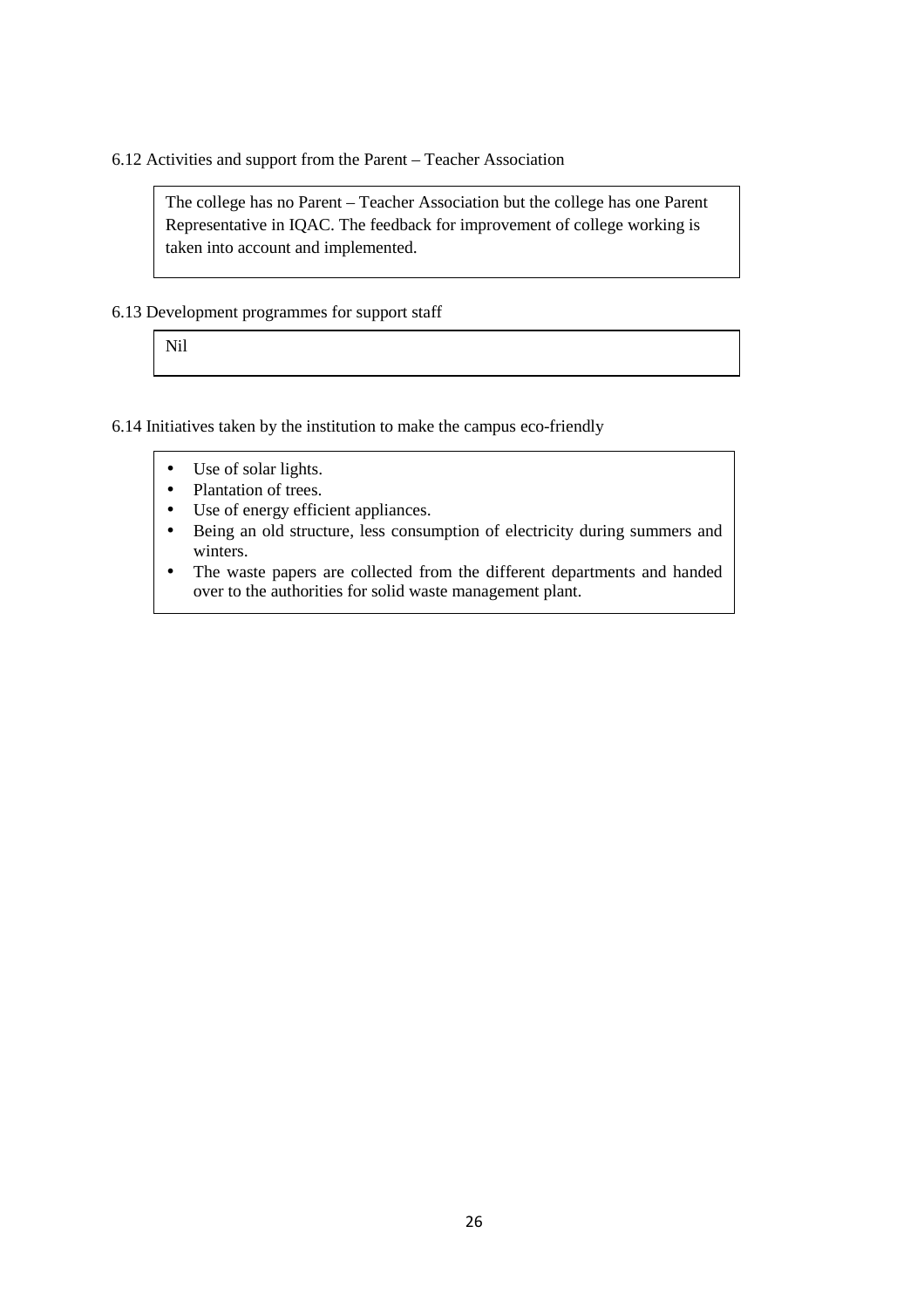6.12 Activities and support from the Parent – Teacher Association

The college has no Parent – Teacher Association but the college has one Parent Representative in IQAC. The feedback for improvement of college working is taken into account and implemented.

6.13 Development programmes for support staff

Nil

6.14 Initiatives taken by the institution to make the campus eco-friendly

- Use of solar lights.
- Plantation of trees.
- Use of energy efficient appliances.
- Being an old structure, less consumption of electricity during summers and winters.
- The waste papers are collected from the different departments and handed over to the authorities for solid waste management plant.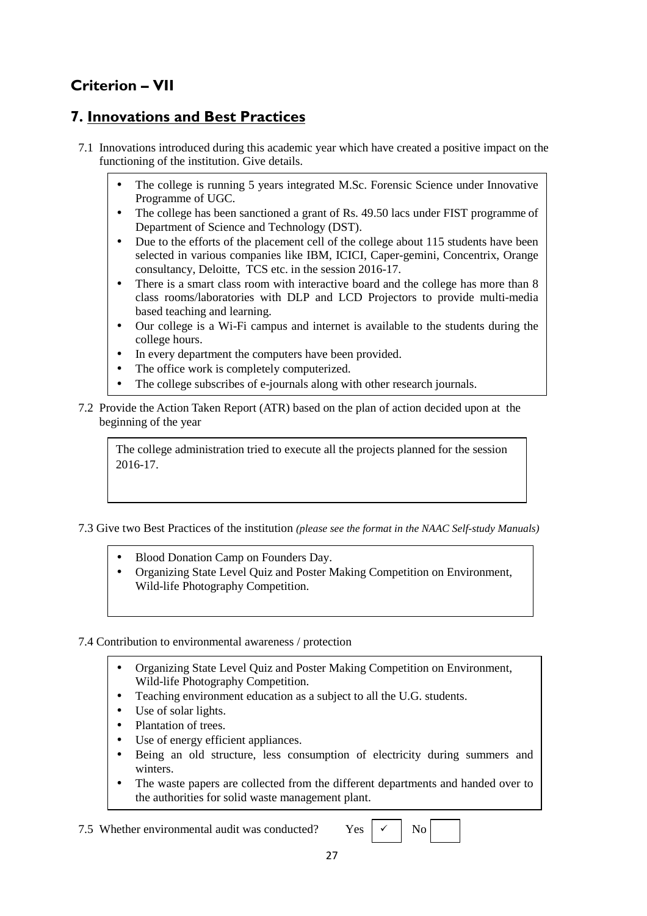## Criterion – VII

## 7. Innovations and Best Practices

7.1 Innovations introduced during this academic year which have created a positive impact on the functioning of the institution. Give details.

- The college is running 5 years integrated M.Sc. Forensic Science under Innovative Programme of UGC.
- The college has been sanctioned a grant of Rs. 49.50 lacs under FIST programme of Department of Science and Technology (DST).
- Due to the efforts of the placement cell of the college about 115 students have been selected in various companies like IBM, ICICI, Caper-gemini, Concentrix, Orange consultancy, Deloitte, TCS etc. in the session 2016-17.
- There is a smart class room with interactive board and the college has more than 8 class rooms/laboratories with DLP and LCD Projectors to provide multi-media based teaching and learning.
- Our college is a Wi-Fi campus and internet is available to the students during the college hours.
- In every department the computers have been provided.
- The office work is completely computerized.
- The college subscribes of e-journals along with other research journals.

7.2 Provide the Action Taken Report (ATR) based on the plan of action decided upon at the beginning of the year

The college administration tried to execute all the projects planned for the session 2016-17.

7.3 Give two Best Practices of the institution *(please see the format in the NAAC Self-study Manuals)*

- Blood Donation Camp on Founders Day.
- Organizing State Level Quiz and Poster Making Competition on Environment, Wild-life Photography Competition.

7.4 Contribution to environmental awareness / protection

- Organizing State Level Quiz and Poster Making Competition on Environment, Wild-life Photography Competition.
- Teaching environment education as a subject to all the U.G. students.
- Use of solar lights.
- Plantation of trees.
- Use of energy efficient appliances.
- Being an old structure, less consumption of electricity during summers and winters.
- The waste papers are collected from the different departments and handed over to the authorities for solid waste management plant.

7.5 Whether environmental audit was conducted? Yes ✓ No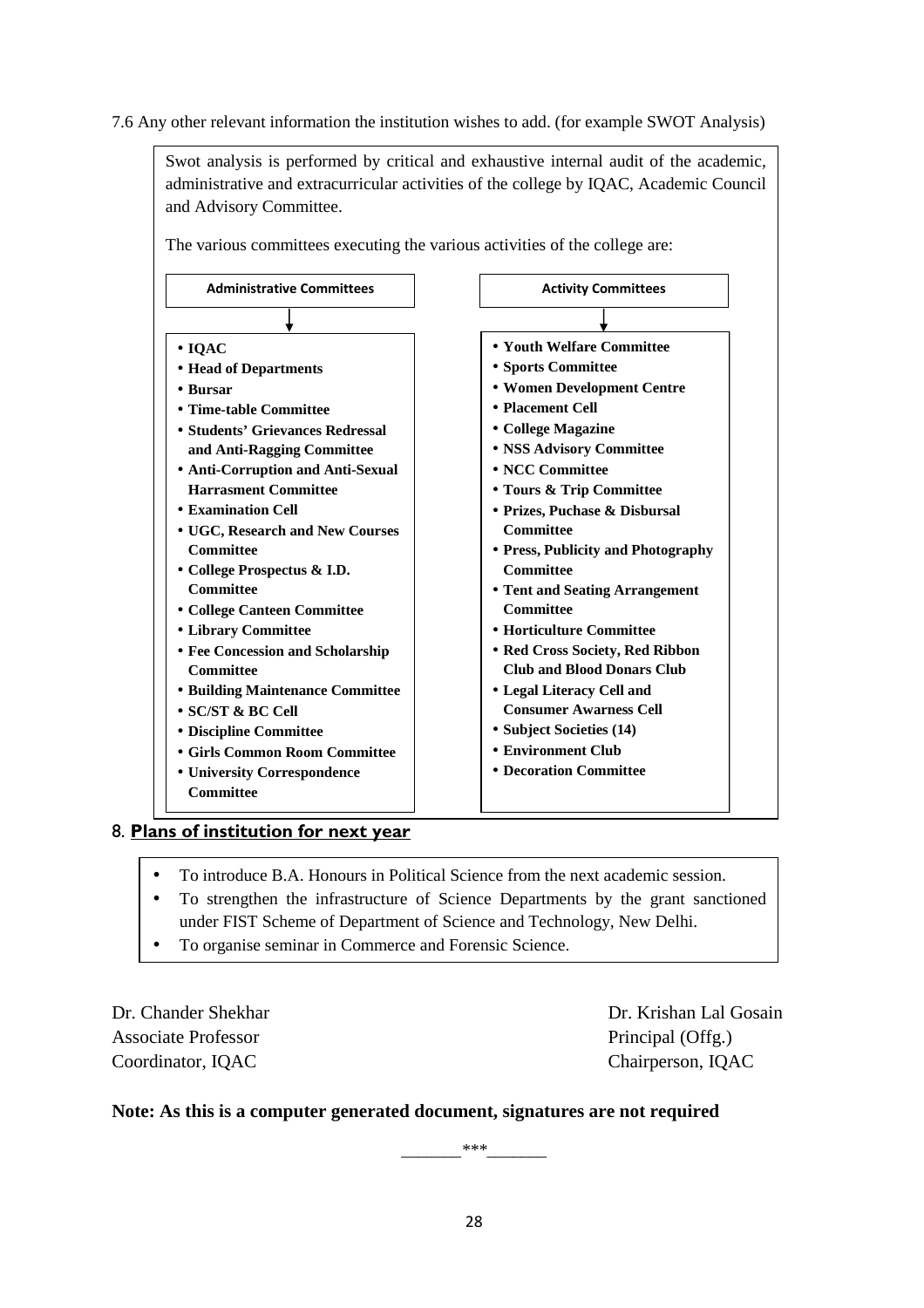7.6 Any other relevant information the institution wishes to add. (for example SWOT Analysis)

Swot analysis is performed by critical and exhaustive internal audit of the academic, administrative and extracurricular activities of the college by IQAC, Academic Council and Advisory Committee.

The various committees executing the various activities of the college are:

**Administrative Committees**

- **IQAC**
- **Head of Departments**
- **Bursar**
- **Time-table Committee**
- **Students' Grievances Redressal and Anti-Ragging Committee**
- **Anti-Corruption and Anti-Sexual Harrasment Committee**
- **Examination Cell**
- **UGC, Research and New Courses Committee**
- **College Prospectus & I.D. Committee**
- **College Canteen Committee**
- **Library Committee**
- **Fee Concession and Scholarship Committee**
- **Building Maintenance Committee**
- **SC/ST & BC Cell**
- **Discipline Committee**
- **Girls Common Room Committee**
- **University Correspondence Committee**

**Activity Committees**

- **Youth Welfare Committee**
- **Sports Committee**
- **Women Development Centre**
- **Placement Cell**
- **College Magazine**
- **NSS Advisory Committee**
- **NCC Committee**
- **Tours & Trip Committee**
- **Prizes, Puchase & Disbursal Committee**
- **Press, Publicity and Photography Committee**
- **Tent and Seating Arrangement Committee**
- **Horticulture Committee**
- **Red Cross Society, Red Ribbon Club and Blood Donars Club**
- **Legal Literacy Cell and Consumer Awarness Cell**
- **Subject Societies (14)**
- **Environment Club**
- **Decoration Committee**

## 8. Plans of institution for next year

- To introduce B.A. Honours in Political Science from the next academic session.
- To strengthen the infrastructure of Science Departments by the grant sanctioned under FIST Scheme of Department of Science and Technology, New Delhi.
- To organise seminar in Commerce and Forensic Science.

Dr. Chander Shekhar
Associate Professor
Coordinator, IQAC

Dr. Krishan Lal Gosain
Principal (Offg.)
Chairperson, IQAC

**Note: As this is a computer generated document, signatures are not required**

_______***_______